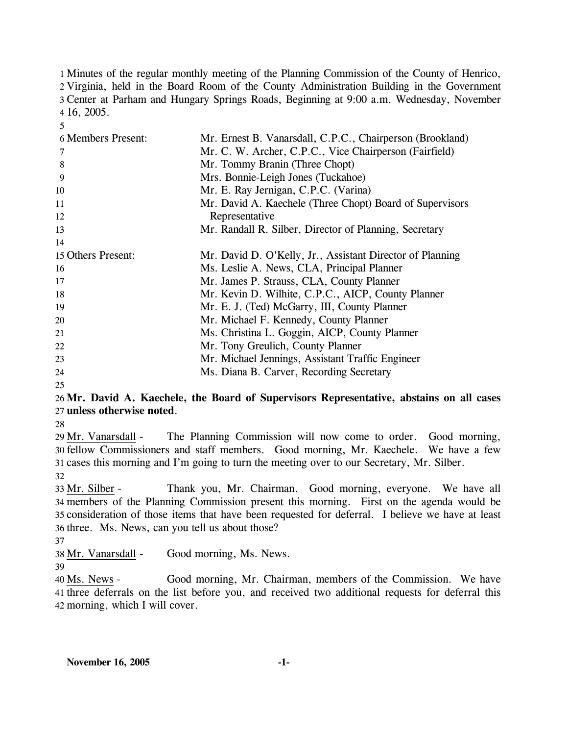Minutes of the regular monthly meeting of the Planning Commission of the County of Henrico, Virginia, held in the Board Room of the County Administration Building in the Government Center at Parham and Hungary Springs Roads, Beginning at 9:00 a.m. Wednesday, November 16, 2005.

| | |
|---|---|
| Members Present: | Mr. Ernest B. Vanarsdall, C.P.C., Chairperson (Brookland) |
| | Mr. C. W. Archer, C.P.C., Vice Chairperson (Fairfield) |
| | Mr. Tommy Branin (Three Chopt) |
| | Mrs. Bonnie-Leigh Jones (Tuckahoe) |
| | Mr. E. Ray Jernigan, C.P.C. (Varina) |
| | Mr. David A. Kaechele (Three Chopt) Board of Supervisors Representative |
| | Mr. Randall R. Silber, Director of Planning, Secretary |
| Others Present: | Mr. David D. O'Kelly, Jr., Assistant Director of Planning |
| | Ms. Leslie A. News, CLA, Principal Planner |
| | Mr. James P. Strauss, CLA, County Planner |
| | Mr. Kevin D. Wilhite, C.P.C., AICP, County Planner |
| | Mr. E. J. (Ted) McGarry, III, County Planner |
| | Mr. Michael F. Kennedy, County Planner |
| | Ms. Christina L. Goggin, AICP, County Planner |
| | Mr. Tony Greulich, County Planner |
| | Mr. Michael Jennings, Assistant Traffic Engineer |
| | Ms. Diana B. Carver, Recording Secretary |

**Mr. David A. Kaechele, the Board of Supervisors Representative, abstains on all cases unless otherwise noted**.

Mr. Vanarsdall - The Planning Commission will now come to order. Good morning, fellow Commissioners and staff members. Good morning, Mr. Kaechele. We have a few cases this morning and I'm going to turn the meeting over to our Secretary, Mr. Silber.

Mr. Silber - Thank you, Mr. Chairman. Good morning, everyone. We have all members of the Planning Commission present this morning. First on the agenda would be consideration of those items that have been requested for deferral. I believe we have at least three. Ms. News, can you tell us about those?

Mr. Vanarsdall - Good morning, Ms. News.

Ms. News - Good morning, Mr. Chairman, members of the Commission. We have three deferrals on the list before you, and received two additional requests for deferral this morning, which I will cover.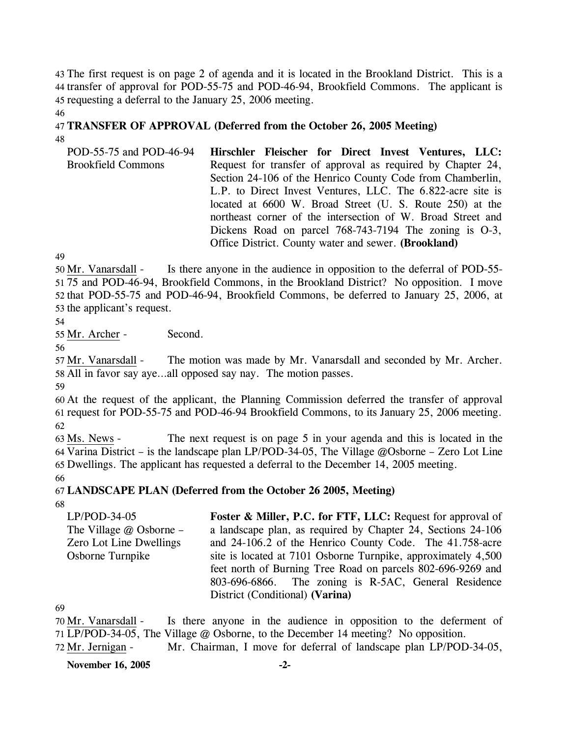The first request is on page 2 of agenda and it is located in the Brookland District. This is a transfer of approval for POD-55-75 and POD-46-94, Brookfield Commons. The applicant is requesting a deferral to the January 25, 2006 meeting.

**TRANSFER OF APPROVAL (Deferred from the October 26, 2005 Meeting)**

| | |
|---|---|
| POD-55-75 and POD-46-94 Brookfield Commons | **Hirschler Fleischer for Direct Invest Ventures, LLC:** Request for transfer of approval as required by Chapter 24, Section 24-106 of the Henrico County Code from Chamberlin, L.P. to Direct Invest Ventures, LLC. The 6.822-acre site is located at 6600 W. Broad Street (U. S. Route 250) at the northeast corner of the intersection of W. Broad Street and Dickens Road on parcel 768-743-7194 The zoning is O-3, Office District. County water and sewer. **(Brookland)** |

Mr. Vanarsdall - Is there anyone in the audience in opposition to the deferral of POD-55-75 and POD-46-94, Brookfield Commons, in the Brookland District? No opposition. I move that POD-55-75 and POD-46-94, Brookfield Commons, be deferred to January 25, 2006, at the applicant's request.

Mr. Archer - Second.

Mr. Vanarsdall - The motion was made by Mr. Vanarsdall and seconded by Mr. Archer. All in favor say aye…all opposed say nay. The motion passes.

At the request of the applicant, the Planning Commission deferred the transfer of approval request for POD-55-75 and POD-46-94 Brookfield Commons, to its January 25, 2006 meeting.

Ms. News - The next request is on page 5 in your agenda and this is located in the Varina District – is the landscape plan LP/POD-34-05, The Village @Osborne – Zero Lot Line Dwellings. The applicant has requested a deferral to the December 14, 2005 meeting.

**LANDSCAPE PLAN (Deferred from the October 26 2005, Meeting)**

| | |
|---|---|
| LP/POD-34-05 The Village @ Osborne – Zero Lot Line Dwellings Osborne Turnpike | **Foster & Miller, P.C. for FTF, LLC:** Request for approval of a landscape plan, as required by Chapter 24, Sections 24-106 and 24-106.2 of the Henrico County Code. The 41.758-acre site is located at 7101 Osborne Turnpike, approximately 4,500 feet north of Burning Tree Road on parcels 802-696-9269 and 803-696-6866. The zoning is R-5AC, General Residence District (Conditional) **(Varina)** |

Mr. Vanarsdall - Is there anyone in the audience in opposition to the deferment of LP/POD-34-05, The Village @ Osborne, to the December 14 meeting? No opposition.

Mr. Jernigan - Mr. Chairman, I move for deferral of landscape plan LP/POD-34-05,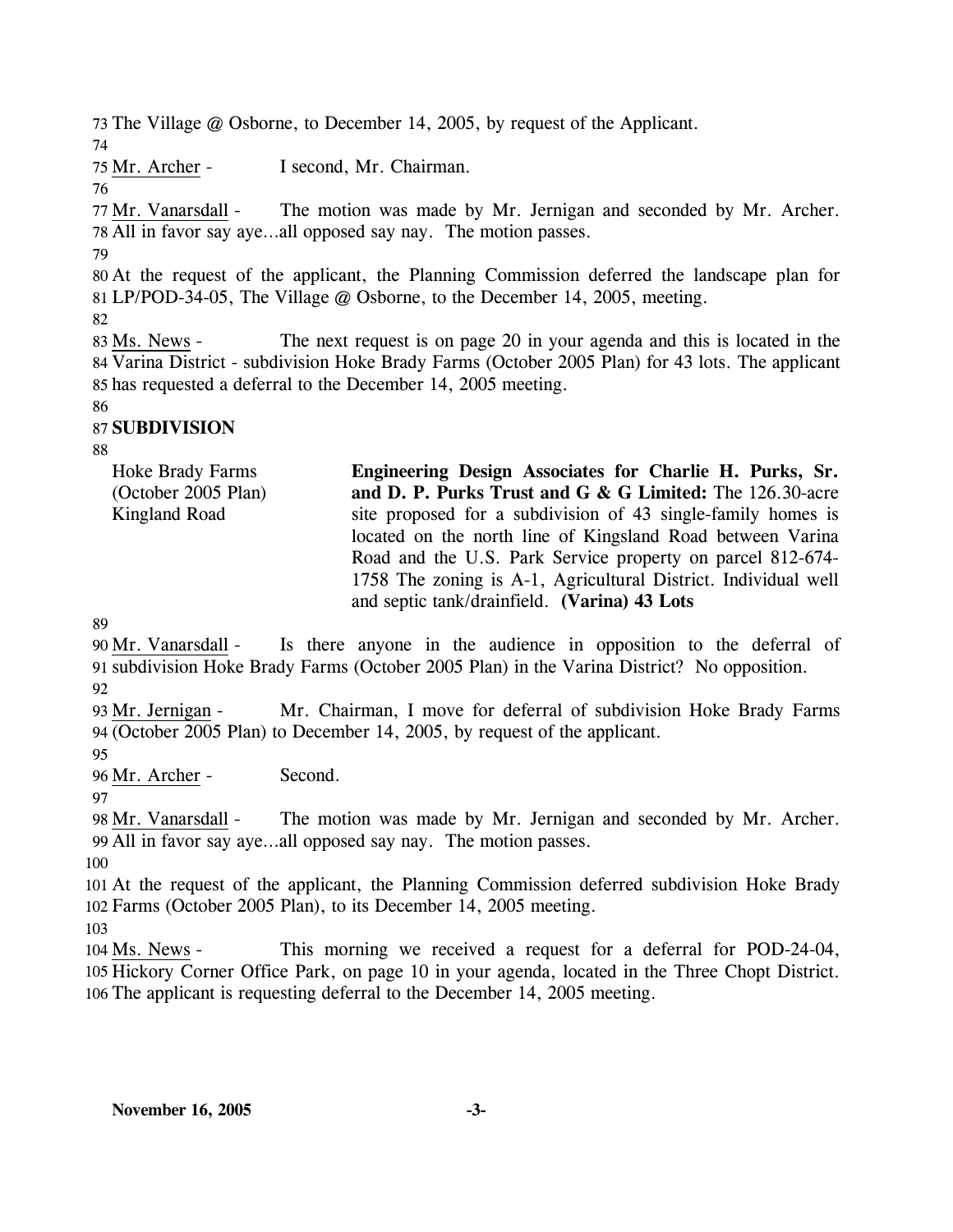The Village @ Osborne, to December 14, 2005, by request of the Applicant.

Mr. Archer - I second, Mr. Chairman.

Mr. Vanarsdall - The motion was made by Mr. Jernigan and seconded by Mr. Archer. All in favor say aye…all opposed say nay. The motion passes.

At the request of the applicant, the Planning Commission deferred the landscape plan for LP/POD-34-05, The Village @ Osborne, to the December 14, 2005, meeting.

Ms. News - The next request is on page 20 in your agenda and this is located in the Varina District - subdivision Hoke Brady Farms (October 2005 Plan) for 43 lots. The applicant has requested a deferral to the December 14, 2005 meeting.

**SUBDIVISION**

| | |
|---|---|
| Hoke Brady Farms (October 2005 Plan) Kingland Road | **Engineering Design Associates for Charlie H. Purks, Sr. and D. P. Purks Trust and G & G Limited:** The 126.30-acre site proposed for a subdivision of 43 single-family homes is located on the north line of Kingsland Road between Varina Road and the U.S. Park Service property on parcel 812-674-1758 The zoning is A-1, Agricultural District. Individual well and septic tank/drainfield. **(Varina) 43 Lots** |

Mr. Vanarsdall - Is there anyone in the audience in opposition to the deferral of subdivision Hoke Brady Farms (October 2005 Plan) in the Varina District? No opposition.

Mr. Jernigan - Mr. Chairman, I move for deferral of subdivision Hoke Brady Farms (October 2005 Plan) to December 14, 2005, by request of the applicant.

Mr. Archer - Second.

Mr. Vanarsdall - The motion was made by Mr. Jernigan and seconded by Mr. Archer. All in favor say aye…all opposed say nay. The motion passes.

At the request of the applicant, the Planning Commission deferred subdivision Hoke Brady Farms (October 2005 Plan), to its December 14, 2005 meeting.

Ms. News - This morning we received a request for a deferral for POD-24-04, Hickory Corner Office Park, on page 10 in your agenda, located in the Three Chopt District. The applicant is requesting deferral to the December 14, 2005 meeting.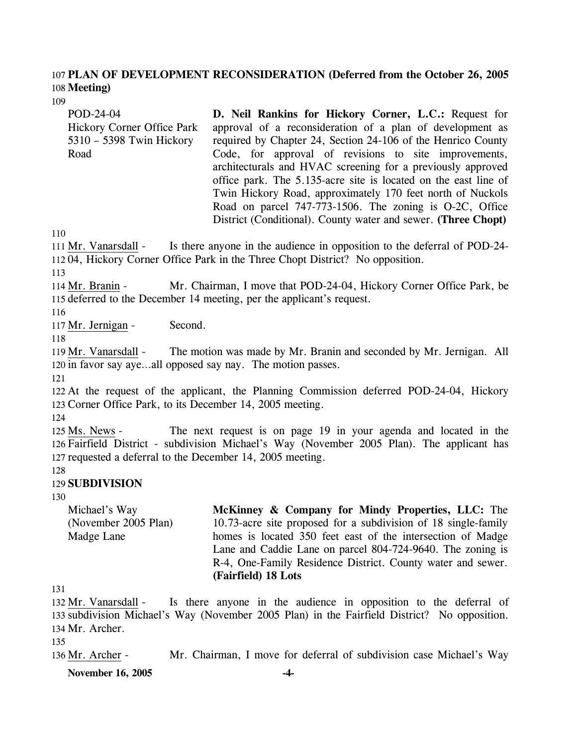**PLAN OF DEVELOPMENT RECONSIDERATION (Deferred from the October 26, 2005 Meeting)**

| | |
|---|---|
| POD-24-04<br>Hickory Corner Office Park<br>5310 – 5398 Twin Hickory Road | **D. Neil Rankins for Hickory Corner, L.C.:** Request for approval of a reconsideration of a plan of development as required by Chapter 24, Section 24-106 of the Henrico County Code, for approval of revisions to site improvements, architecturals and HVAC screening for a previously approved office park. The 5.135-acre site is located on the east line of Twin Hickory Road, approximately 170 feet north of Nuckols Road on parcel 747-773-1506. The zoning is O-2C, Office District (Conditional). County water and sewer. **(Three Chopt)** |

Mr. Vanarsdall - Is there anyone in the audience in opposition to the deferral of POD-24-04, Hickory Corner Office Park in the Three Chopt District? No opposition.

Mr. Branin - Mr. Chairman, I move that POD-24-04, Hickory Corner Office Park, be deferred to the December 14 meeting, per the applicant's request.

Mr. Jernigan - Second.

Mr. Vanarsdall - The motion was made by Mr. Branin and seconded by Mr. Jernigan. All in favor say aye...all opposed say nay. The motion passes.

At the request of the applicant, the Planning Commission deferred POD-24-04, Hickory Corner Office Park, to its December 14, 2005 meeting.

Ms. News - The next request is on page 19 in your agenda and located in the Fairfield District - subdivision Michael's Way (November 2005 Plan). The applicant has requested a deferral to the December 14, 2005 meeting.

**SUBDIVISION**

| | |
|---|---|
| Michael's Way<br>(November 2005 Plan)<br>Madge Lane | **McKinney & Company for Mindy Properties, LLC:** The 10.73-acre site proposed for a subdivision of 18 single-family homes is located 350 feet east of the intersection of Madge Lane and Caddie Lane on parcel 804-724-9640. The zoning is R-4, One-Family Residence District. County water and sewer. **(Fairfield) 18 Lots** |

Mr. Vanarsdall - Is there anyone in the audience in opposition to the deferral of subdivision Michael's Way (November 2005 Plan) in the Fairfield District? No opposition. Mr. Archer.

Mr. Archer - Mr. Chairman, I move for deferral of subdivision case Michael's Way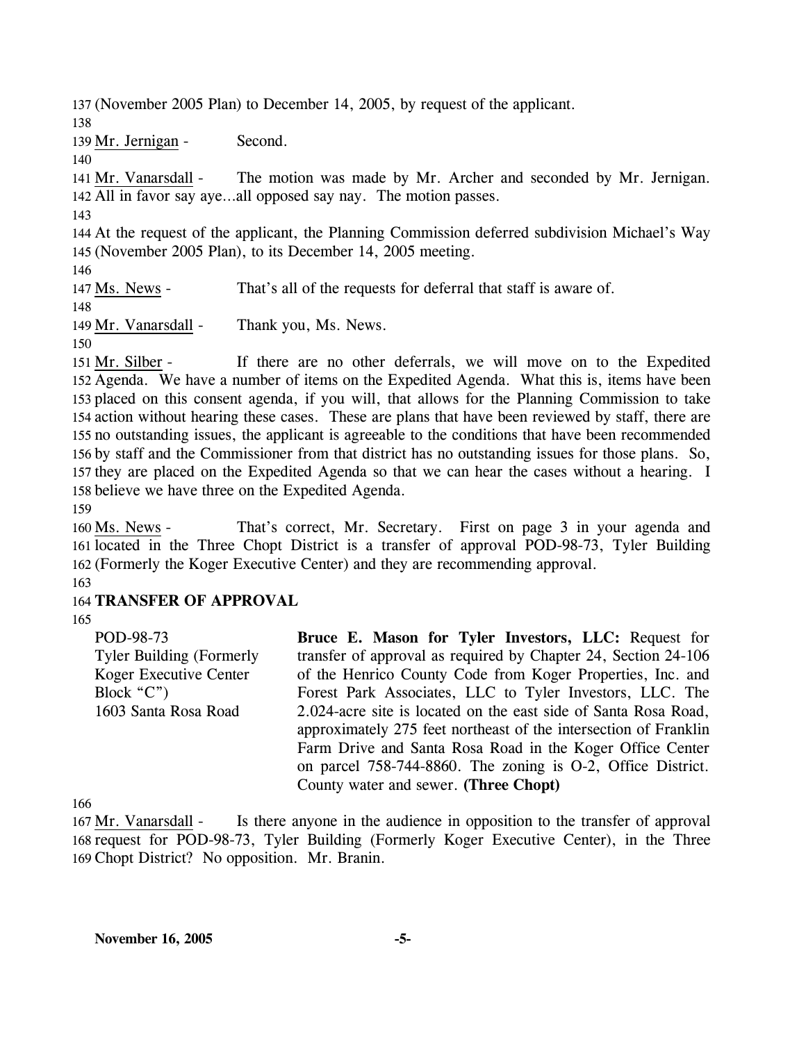137 (November 2005 Plan) to December 14, 2005, by request of the applicant.

138

139 Mr. Jernigan - Second.

140

141 Mr. Vanarsdall - The motion was made by Mr. Archer and seconded by Mr. Jernigan.
142 All in favor say aye…all opposed say nay. The motion passes.

143

144 At the request of the applicant, the Planning Commission deferred subdivision Michael's Way
145 (November 2005 Plan), to its December 14, 2005 meeting.

146

147 Ms. News - That's all of the requests for deferral that staff is aware of.

148

149 Mr. Vanarsdall - Thank you, Ms. News.

150

151 Mr. Silber - If there are no other deferrals, we will move on to the Expedited
152 Agenda. We have a number of items on the Expedited Agenda. What this is, items have been
153 placed on this consent agenda, if you will, that allows for the Planning Commission to take
154 action without hearing these cases. These are plans that have been reviewed by staff, there are
155 no outstanding issues, the applicant is agreeable to the conditions that have been recommended
156 by staff and the Commissioner from that district has no outstanding issues for those plans. So,
157 they are placed on the Expedited Agenda so that we can hear the cases without a hearing. I
158 believe we have three on the Expedited Agenda.

159

160 Ms. News - That's correct, Mr. Secretary. First on page 3 in your agenda and
161 located in the Three Chopt District is a transfer of approval POD-98-73, Tyler Building
162 (Formerly the Koger Executive Center) and they are recommending approval.

163

164 **TRANSFER OF APPROVAL**

165

| | |
|---|---|
| POD-98-73<br>Tyler Building (Formerly Koger Executive Center Block "C")<br>1603 Santa Rosa Road | **Bruce E. Mason for Tyler Investors, LLC:** Request for transfer of approval as required by Chapter 24, Section 24-106 of the Henrico County Code from Koger Properties, Inc. and Forest Park Associates, LLC to Tyler Investors, LLC. The 2.024-acre site is located on the east side of Santa Rosa Road, approximately 275 feet northeast of the intersection of Franklin Farm Drive and Santa Rosa Road in the Koger Office Center on parcel 758-744-8860. The zoning is O-2, Office District. County water and sewer. **(Three Chopt)** |

166

167 Mr. Vanarsdall - Is there anyone in the audience in opposition to the transfer of approval
168 request for POD-98-73, Tyler Building (Formerly Koger Executive Center), in the Three
169 Chopt District? No opposition. Mr. Branin.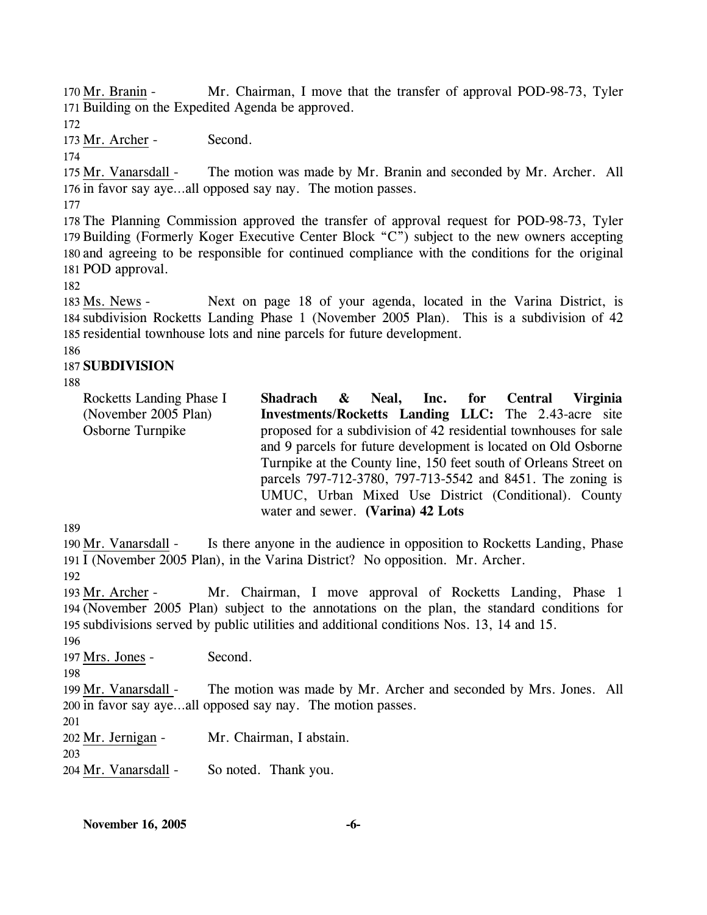170 Mr. Branin - Mr. Chairman, I move that the transfer of approval POD-98-73, Tyler
171 Building on the Expedited Agenda be approved.
172
173 Mr. Archer - Second.
174
175 Mr. Vanarsdall - The motion was made by Mr. Branin and seconded by Mr. Archer. All
176 in favor say aye…all opposed say nay. The motion passes.
177
178 The Planning Commission approved the transfer of approval request for POD-98-73, Tyler
179 Building (Formerly Koger Executive Center Block "C") subject to the new owners accepting
180 and agreeing to be responsible for continued compliance with the conditions for the original
181 POD approval.
182
183 Ms. News - Next on page 18 of your agenda, located in the Varina District, is
184 subdivision Rocketts Landing Phase 1 (November 2005 Plan). This is a subdivision of 42
185 residential townhouse lots and nine parcels for future development.
186
187 **SUBDIVISION**
188

| | |
|---|---|
| Rocketts Landing Phase I (November 2005 Plan) Osborne Turnpike | **Shadrach & Neal, Inc. for Central Virginia Investments/Rocketts Landing LLC:** The 2.43-acre site proposed for a subdivision of 42 residential townhouses for sale and 9 parcels for future development is located on Old Osborne Turnpike at the County line, 150 feet south of Orleans Street on parcels 797-712-3780, 797-713-5542 and 8451. The zoning is UMUC, Urban Mixed Use District (Conditional). County water and sewer. **(Varina) 42 Lots** |

189
190 Mr. Vanarsdall - Is there anyone in the audience in opposition to Rocketts Landing, Phase
191 I (November 2005 Plan), in the Varina District? No opposition. Mr. Archer.
192
193 Mr. Archer - Mr. Chairman, I move approval of Rocketts Landing, Phase 1
194 (November 2005 Plan) subject to the annotations on the plan, the standard conditions for
195 subdivisions served by public utilities and additional conditions Nos. 13, 14 and 15.
196
197 Mrs. Jones - Second.
198
199 Mr. Vanarsdall - The motion was made by Mr. Archer and seconded by Mrs. Jones. All
200 in favor say aye…all opposed say nay. The motion passes.
201
202 Mr. Jernigan - Mr. Chairman, I abstain.
203
204 Mr. Vanarsdall - So noted. Thank you.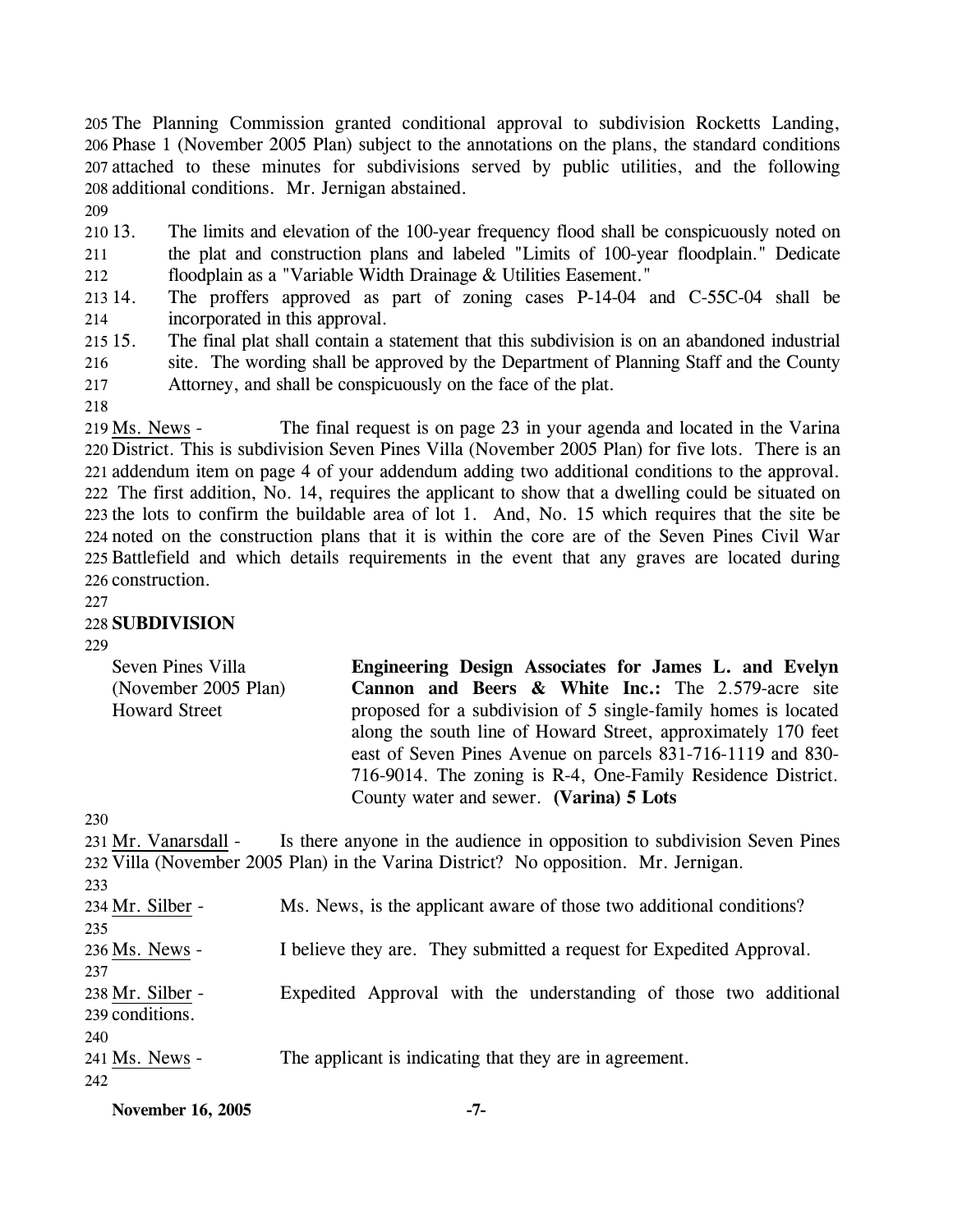The Planning Commission granted conditional approval to subdivision Rocketts Landing, Phase 1 (November 2005 Plan) subject to the annotations on the plans, the standard conditions attached to these minutes for subdivisions served by public utilities, and the following additional conditions. Mr. Jernigan abstained.

13. The limits and elevation of the 100-year frequency flood shall be conspicuously noted on the plat and construction plans and labeled "Limits of 100-year floodplain." Dedicate floodplain as a "Variable Width Drainage & Utilities Easement."
14. The proffers approved as part of zoning cases P-14-04 and C-55C-04 shall be incorporated in this approval.
15. The final plat shall contain a statement that this subdivision is on an abandoned industrial site. The wording shall be approved by the Department of Planning Staff and the County Attorney, and shall be conspicuously on the face of the plat.

Ms. News - The final request is on page 23 in your agenda and located in the Varina District. This is subdivision Seven Pines Villa (November 2005 Plan) for five lots. There is an addendum item on page 4 of your addendum adding two additional conditions to the approval. The first addition, No. 14, requires the applicant to show that a dwelling could be situated on the lots to confirm the buildable area of lot 1. And, No. 15 which requires that the site be noted on the construction plans that it is within the core are of the Seven Pines Civil War Battlefield and which details requirements in the event that any graves are located during construction.

**SUBDIVISION**

| | |
|---|---|
| Seven Pines Villa (November 2005 Plan) Howard Street | **Engineering Design Associates for James L. and Evelyn Cannon and Beers & White Inc.:** The 2.579-acre site proposed for a subdivision of 5 single-family homes is located along the south line of Howard Street, approximately 170 feet east of Seven Pines Avenue on parcels 831-716-1119 and 830-716-9014. The zoning is R-4, One-Family Residence District. County water and sewer. **(Varina) 5 Lots** |

Mr. Vanarsdall - Is there anyone in the audience in opposition to subdivision Seven Pines Villa (November 2005 Plan) in the Varina District? No opposition. Mr. Jernigan.

Mr. Silber - Ms. News, is the applicant aware of those two additional conditions?

Ms. News - I believe they are. They submitted a request for Expedited Approval.

Mr. Silber - Expedited Approval with the understanding of those two additional conditions.

Ms. News - The applicant is indicating that they are in agreement.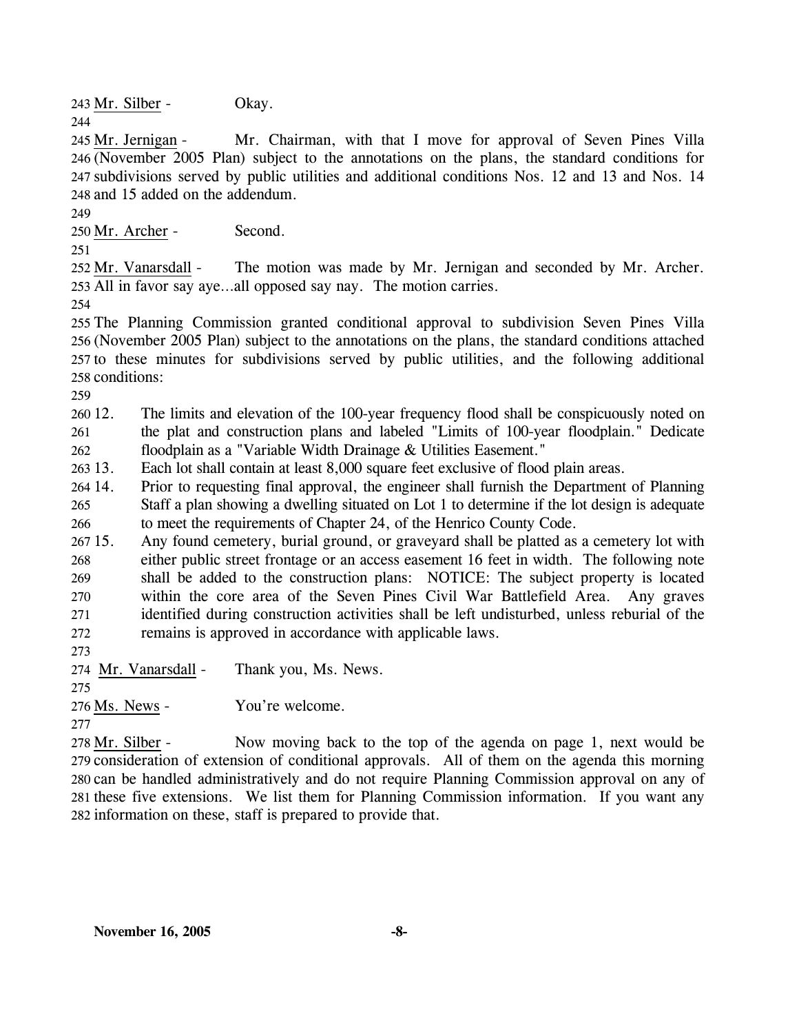Mr. Silber - Okay.

Mr. Jernigan - Mr. Chairman, with that I move for approval of Seven Pines Villa (November 2005 Plan) subject to the annotations on the plans, the standard conditions for subdivisions served by public utilities and additional conditions Nos. 12 and 13 and Nos. 14 and 15 added on the addendum.

Mr. Archer - Second.

Mr. Vanarsdall - The motion was made by Mr. Jernigan and seconded by Mr. Archer. All in favor say aye…all opposed say nay. The motion carries.

The Planning Commission granted conditional approval to subdivision Seven Pines Villa (November 2005 Plan) subject to the annotations on the plans, the standard conditions attached to these minutes for subdivisions served by public utilities, and the following additional conditions:

12. The limits and elevation of the 100-year frequency flood shall be conspicuously noted on the plat and construction plans and labeled "Limits of 100-year floodplain." Dedicate floodplain as a "Variable Width Drainage & Utilities Easement."
13. Each lot shall contain at least 8,000 square feet exclusive of flood plain areas.
14. Prior to requesting final approval, the engineer shall furnish the Department of Planning Staff a plan showing a dwelling situated on Lot 1 to determine if the lot design is adequate to meet the requirements of Chapter 24, of the Henrico County Code.
15. Any found cemetery, burial ground, or graveyard shall be platted as a cemetery lot with either public street frontage or an access easement 16 feet in width. The following note shall be added to the construction plans: NOTICE: The subject property is located within the core area of the Seven Pines Civil War Battlefield Area. Any graves identified during construction activities shall be left undisturbed, unless reburial of the remains is approved in accordance with applicable laws.

Mr. Vanarsdall - Thank you, Ms. News.

Ms. News - You're welcome.

Mr. Silber - Now moving back to the top of the agenda on page 1, next would be consideration of extension of conditional approvals. All of them on the agenda this morning can be handled administratively and do not require Planning Commission approval on any of these five extensions. We list them for Planning Commission information. If you want any information on these, staff is prepared to provide that.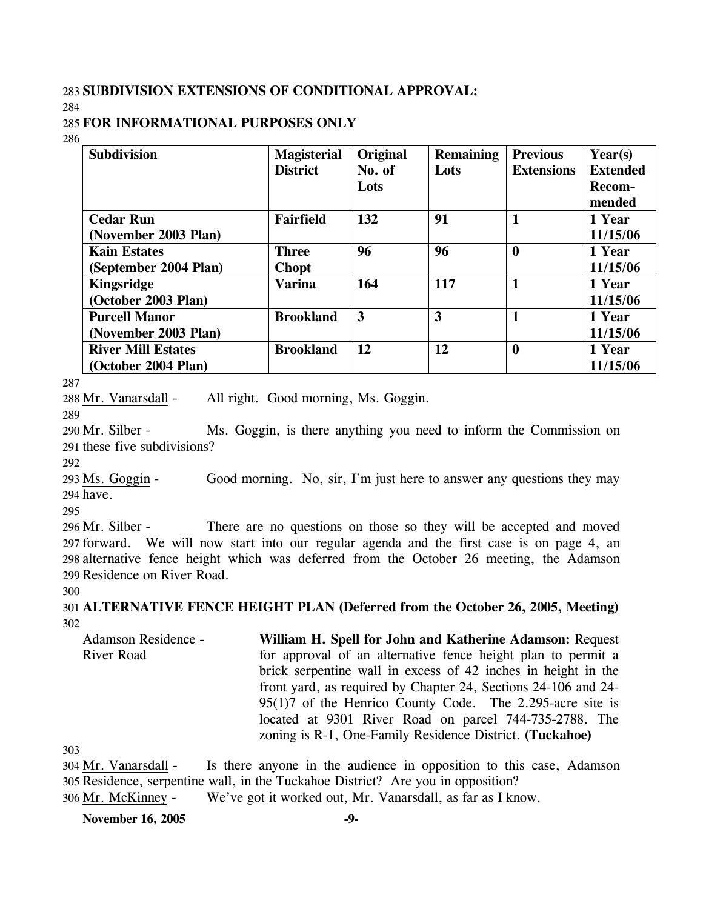**SUBDIVISION EXTENSIONS OF CONDITIONAL APPROVAL:**

**FOR INFORMATIONAL PURPOSES ONLY**

| Subdivision | Magisterial District | Original No. of Lots | Remaining Lots | Previous Extensions | Year(s) Extended Recom-mended |
|---|---|---|---|---|---|
| **Cedar Run (November 2003 Plan)** | **Fairfield** | **132** | **91** | **1** | **1 Year 11/15/06** |
| **Kain Estates (September 2004 Plan)** | **Three Chopt** | **96** | **96** | **0** | **1 Year 11/15/06** |
| **Kingsridge (October 2003 Plan)** | **Varina** | **164** | **117** | **1** | **1 Year 11/15/06** |
| **Purcell Manor (November 2003 Plan)** | **Brookland** | **3** | **3** | **1** | **1 Year 11/15/06** |
| **River Mill Estates (October 2004 Plan)** | **Brookland** | **12** | **12** | **0** | **1 Year 11/15/06** |

Mr. Vanarsdall - All right. Good morning, Ms. Goggin.

Mr. Silber - Ms. Goggin, is there anything you need to inform the Commission on these five subdivisions?

Ms. Goggin - Good morning. No, sir, I'm just here to answer any questions they may have.

Mr. Silber - There are no questions on those so they will be accepted and moved forward. We will now start into our regular agenda and the first case is on page 4, an alternative fence height which was deferred from the October 26 meeting, the Adamson Residence on River Road.

**ALTERNATIVE FENCE HEIGHT PLAN (Deferred from the October 26, 2005, Meeting)**

Adamson Residence - River Road

**William H. Spell for John and Katherine Adamson:** Request for approval of an alternative fence height plan to permit a brick serpentine wall in excess of 42 inches in height in the front yard, as required by Chapter 24, Sections 24-106 and 24-95(1)7 of the Henrico County Code. The 2.295-acre site is located at 9301 River Road on parcel 744-735-2788. The zoning is R-1, One-Family Residence District. **(Tuckahoe)**

Mr. Vanarsdall - Is there anyone in the audience in opposition to this case, Adamson Residence, serpentine wall, in the Tuckahoe District? Are you in opposition?

Mr. McKinney - We've got it worked out, Mr. Vanarsdall, as far as I know.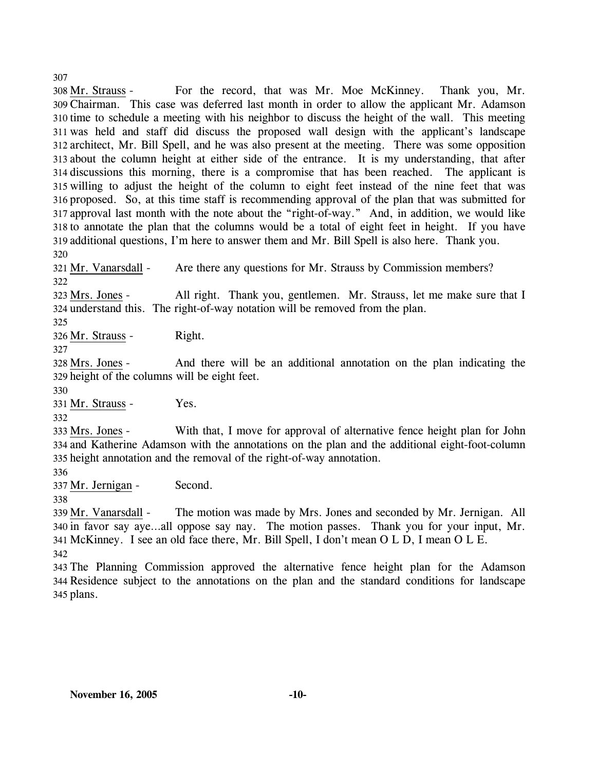Mr. Strauss - For the record, that was Mr. Moe McKinney. Thank you, Mr. Chairman. This case was deferred last month in order to allow the applicant Mr. Adamson time to schedule a meeting with his neighbor to discuss the height of the wall. This meeting was held and staff did discuss the proposed wall design with the applicant's landscape architect, Mr. Bill Spell, and he was also present at the meeting. There was some opposition about the column height at either side of the entrance. It is my understanding, that after discussions this morning, there is a compromise that has been reached. The applicant is willing to adjust the height of the column to eight feet instead of the nine feet that was proposed. So, at this time staff is recommending approval of the plan that was submitted for approval last month with the note about the "right-of-way." And, in addition, we would like to annotate the plan that the columns would be a total of eight feet in height. If you have additional questions, I'm here to answer them and Mr. Bill Spell is also here. Thank you.

Mr. Vanarsdall - Are there any questions for Mr. Strauss by Commission members?

Mrs. Jones - All right. Thank you, gentlemen. Mr. Strauss, let me make sure that I understand this. The right-of-way notation will be removed from the plan.

Mr. Strauss - Right.

Mrs. Jones - And there will be an additional annotation on the plan indicating the height of the columns will be eight feet.

Mr. Strauss - Yes.

Mrs. Jones - With that, I move for approval of alternative fence height plan for John and Katherine Adamson with the annotations on the plan and the additional eight-foot-column height annotation and the removal of the right-of-way annotation.

Mr. Jernigan - Second.

Mr. Vanarsdall - The motion was made by Mrs. Jones and seconded by Mr. Jernigan. All in favor say aye…all oppose say nay. The motion passes. Thank you for your input, Mr. McKinney. I see an old face there, Mr. Bill Spell, I don't mean O L D, I mean O L E.

The Planning Commission approved the alternative fence height plan for the Adamson Residence subject to the annotations on the plan and the standard conditions for landscape plans.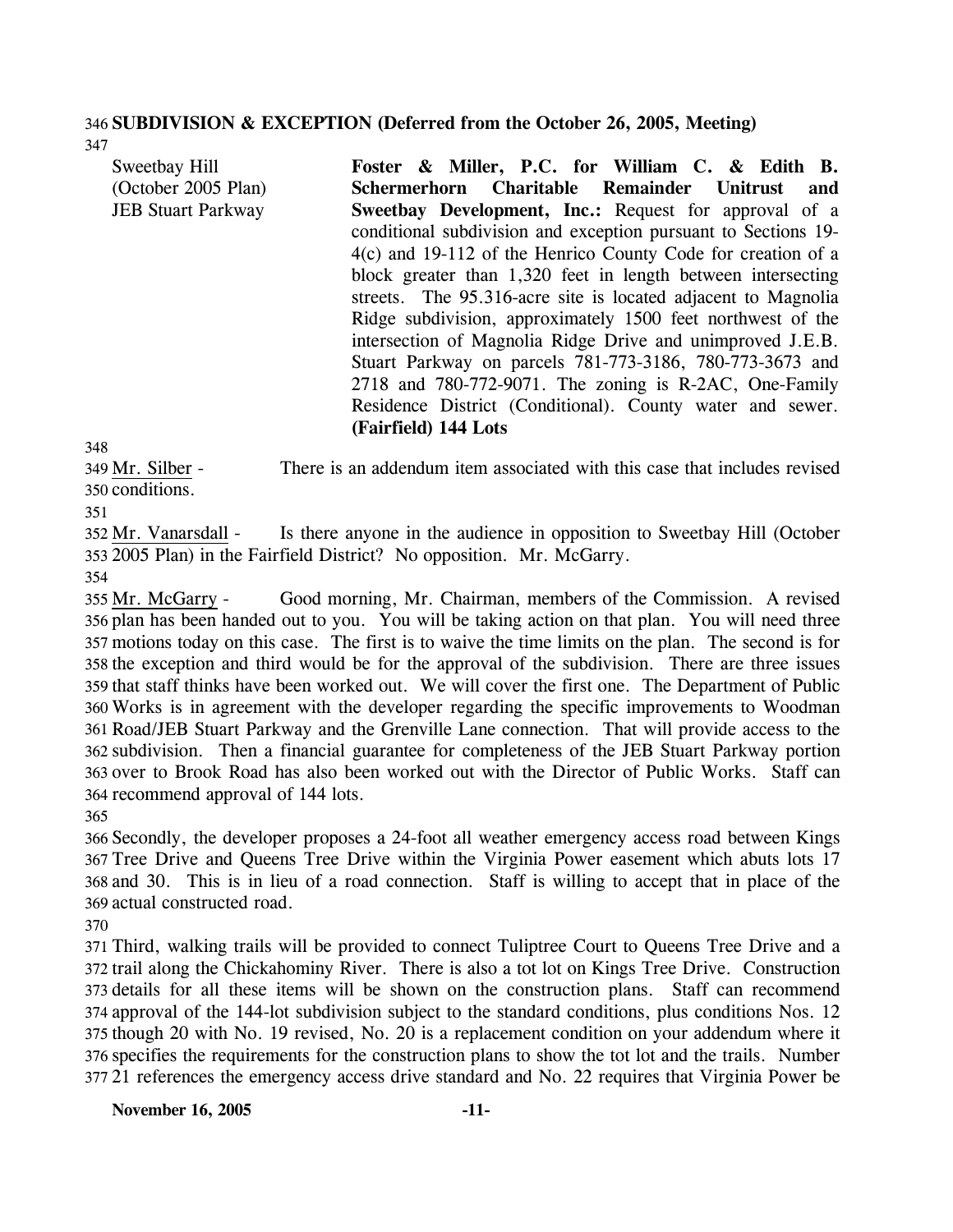**SUBDIVISION & EXCEPTION (Deferred from the October 26, 2005, Meeting)**

| | |
|---|---|
| Sweetbay Hill (October 2005 Plan) JEB Stuart Parkway | **Foster & Miller, P.C. for William C. & Edith B. Schermerhorn Charitable Remainder Unitrust and Sweetbay Development, Inc.:** Request for approval of a conditional subdivision and exception pursuant to Sections 19-4(c) and 19-112 of the Henrico County Code for creation of a block greater than 1,320 feet in length between intersecting streets. The 95.316-acre site is located adjacent to Magnolia Ridge subdivision, approximately 1500 feet northwest of the intersection of Magnolia Ridge Drive and unimproved J.E.B. Stuart Parkway on parcels 781-773-3186, 780-773-3673 and 2718 and 780-772-9071. The zoning is R-2AC, One-Family Residence District (Conditional). County water and sewer. **(Fairfield) 144 Lots** |

Mr. Silber - There is an addendum item associated with this case that includes revised conditions.

Mr. Vanarsdall - Is there anyone in the audience in opposition to Sweetbay Hill (October 2005 Plan) in the Fairfield District? No opposition. Mr. McGarry.

Mr. McGarry - Good morning, Mr. Chairman, members of the Commission. A revised plan has been handed out to you. You will be taking action on that plan. You will need three motions today on this case. The first is to waive the time limits on the plan. The second is for the exception and third would be for the approval of the subdivision. There are three issues that staff thinks have been worked out. We will cover the first one. The Department of Public Works is in agreement with the developer regarding the specific improvements to Woodman Road/JEB Stuart Parkway and the Grenville Lane connection. That will provide access to the subdivision. Then a financial guarantee for completeness of the JEB Stuart Parkway portion over to Brook Road has also been worked out with the Director of Public Works. Staff can recommend approval of 144 lots.

Secondly, the developer proposes a 24-foot all weather emergency access road between Kings Tree Drive and Queens Tree Drive within the Virginia Power easement which abuts lots 17 and 30. This is in lieu of a road connection. Staff is willing to accept that in place of the actual constructed road.

Third, walking trails will be provided to connect Tuliptree Court to Queens Tree Drive and a trail along the Chickahominy River. There is also a tot lot on Kings Tree Drive. Construction details for all these items will be shown on the construction plans. Staff can recommend approval of the 144-lot subdivision subject to the standard conditions, plus conditions Nos. 12 though 20 with No. 19 revised, No. 20 is a replacement condition on your addendum where it specifies the requirements for the construction plans to show the tot lot and the trails. Number 21 references the emergency access drive standard and No. 22 requires that Virginia Power be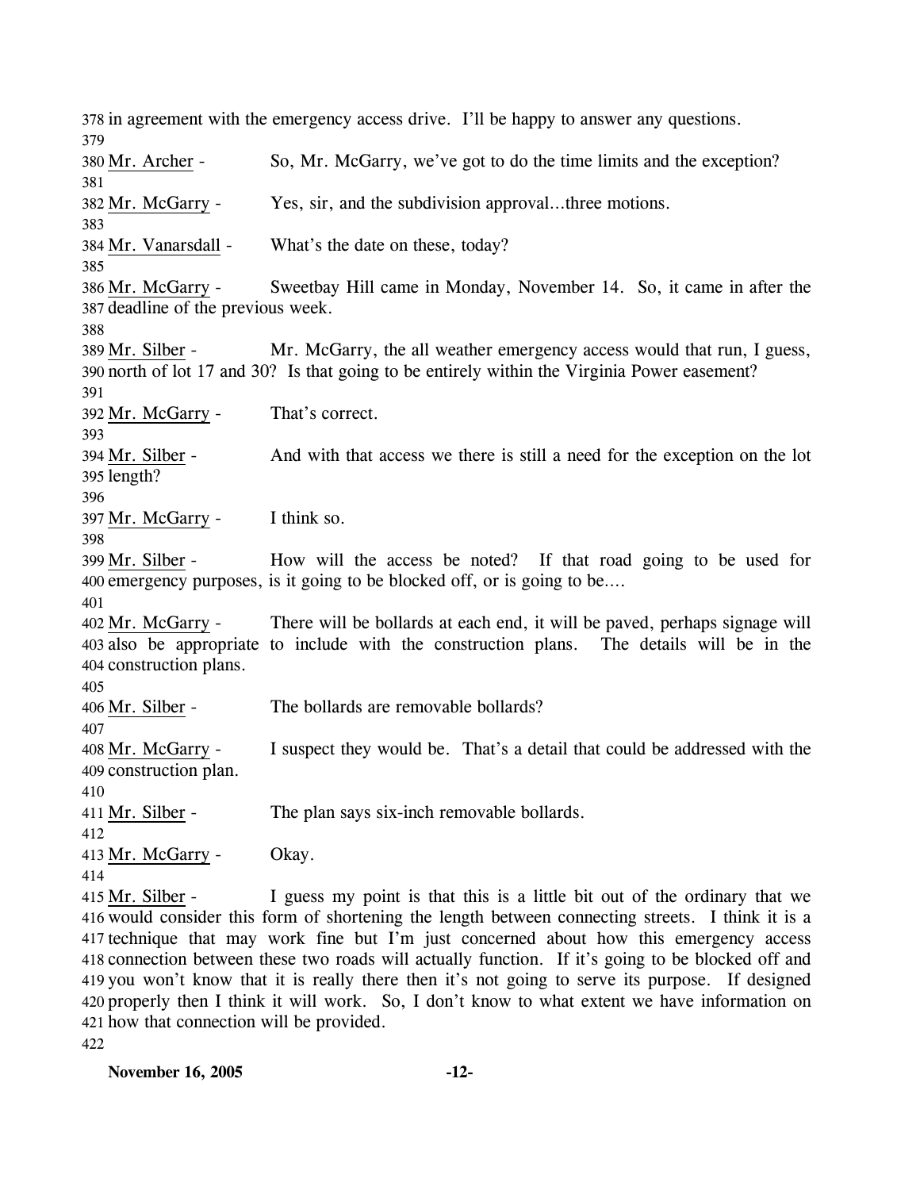378 in agreement with the emergency access drive. I'll be happy to answer any questions.
379
380 Mr. Archer - So, Mr. McGarry, we've got to do the time limits and the exception?
381
382 Mr. McGarry - Yes, sir, and the subdivision approval…three motions.
383
384 Mr. Vanarsdall - What's the date on these, today?
385
386 Mr. McGarry - Sweetbay Hill came in Monday, November 14. So, it came in after the
387 deadline of the previous week.
388
389 Mr. Silber - Mr. McGarry, the all weather emergency access would that run, I guess,
390 north of lot 17 and 30? Is that going to be entirely within the Virginia Power easement?
391
392 Mr. McGarry - That's correct.
393
394 Mr. Silber - And with that access we there is still a need for the exception on the lot
395 length?
396
397 Mr. McGarry - I think so.
398
399 Mr. Silber - How will the access be noted? If that road going to be used for
400 emergency purposes, is it going to be blocked off, or is going to be….
401
402 Mr. McGarry - There will be bollards at each end, it will be paved, perhaps signage will
403 also be appropriate to include with the construction plans. The details will be in the
404 construction plans.
405
406 Mr. Silber - The bollards are removable bollards?
407
408 Mr. McGarry - I suspect they would be. That's a detail that could be addressed with the
409 construction plan.
410
411 Mr. Silber - The plan says six-inch removable bollards.
412
413 Mr. McGarry - Okay.
414
415 Mr. Silber - I guess my point is that this is a little bit out of the ordinary that we
416 would consider this form of shortening the length between connecting streets. I think it is a
417 technique that may work fine but I'm just concerned about how this emergency access
418 connection between these two roads will actually function. If it's going to be blocked off and
419 you won't know that it is really there then it's not going to serve its purpose. If designed
420 properly then I think it will work. So, I don't know to what extent we have information on
421 how that connection will be provided.
422

**November 16, 2005**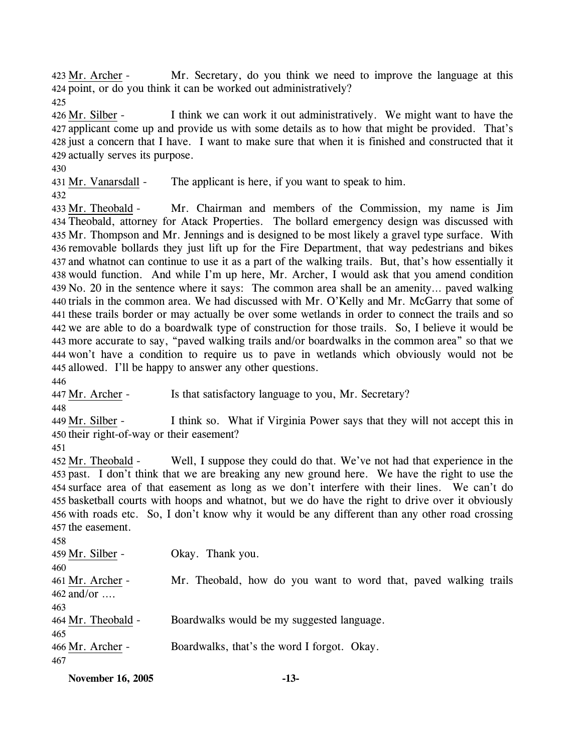Mr. Archer - Mr. Secretary, do you think we need to improve the language at this point, or do you think it can be worked out administratively?

Mr. Silber - I think we can work it out administratively. We might want to have the applicant come up and provide us with some details as to how that might be provided. That's just a concern that I have. I want to make sure that when it is finished and constructed that it actually serves its purpose.

Mr. Vanarsdall - The applicant is here, if you want to speak to him.

Mr. Theobald - Mr. Chairman and members of the Commission, my name is Jim Theobald, attorney for Atack Properties. The bollard emergency design was discussed with Mr. Thompson and Mr. Jennings and is designed to be most likely a gravel type surface. With removable bollards they just lift up for the Fire Department, that way pedestrians and bikes and whatnot can continue to use it as a part of the walking trails. But, that's how essentially it would function. And while I'm up here, Mr. Archer, I would ask that you amend condition No. 20 in the sentence where it says: The common area shall be an amenity... paved walking trials in the common area. We had discussed with Mr. O'Kelly and Mr. McGarry that some of these trails border or may actually be over some wetlands in order to connect the trails and so we are able to do a boardwalk type of construction for those trails. So, I believe it would be more accurate to say, "paved walking trails and/or boardwalks in the common area" so that we won't have a condition to require us to pave in wetlands which obviously would not be allowed. I'll be happy to answer any other questions.

Mr. Archer - Is that satisfactory language to you, Mr. Secretary?

Mr. Silber - I think so. What if Virginia Power says that they will not accept this in their right-of-way or their easement?

Mr. Theobald - Well, I suppose they could do that. We've not had that experience in the past. I don't think that we are breaking any new ground here. We have the right to use the surface area of that easement as long as we don't interfere with their lines. We can't do basketball courts with hoops and whatnot, but we do have the right to drive over it obviously with roads etc. So, I don't know why it would be any different than any other road crossing the easement.

Mr. Silber - Okay. Thank you.

Mr. Archer - Mr. Theobald, how do you want to word that, paved walking trails and/or ....

Mr. Theobald - Boardwalks would be my suggested language.

Mr. Archer - Boardwalks, that's the word I forgot. Okay.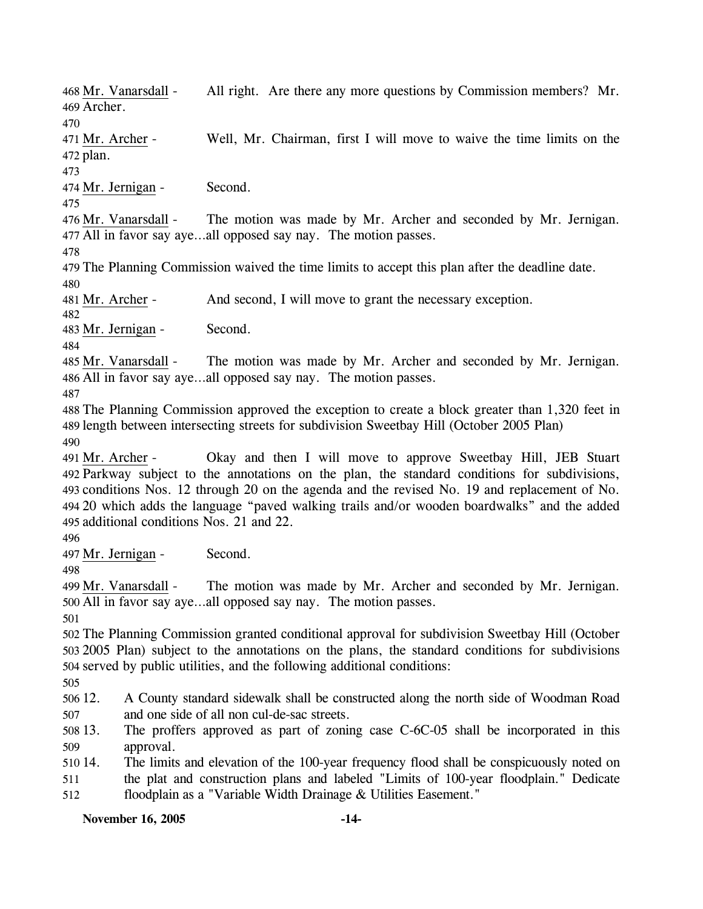Mr. Vanarsdall - All right. Are there any more questions by Commission members? Mr. Archer.

Mr. Archer - Well, Mr. Chairman, first I will move to waive the time limits on the plan.

Mr. Jernigan - Second.

Mr. Vanarsdall - The motion was made by Mr. Archer and seconded by Mr. Jernigan. All in favor say aye…all opposed say nay. The motion passes.

The Planning Commission waived the time limits to accept this plan after the deadline date.

Mr. Archer - And second, I will move to grant the necessary exception.

Mr. Jernigan - Second.

Mr. Vanarsdall - The motion was made by Mr. Archer and seconded by Mr. Jernigan. All in favor say aye…all opposed say nay. The motion passes.

The Planning Commission approved the exception to create a block greater than 1,320 feet in length between intersecting streets for subdivision Sweetbay Hill (October 2005 Plan)

Mr. Archer - Okay and then I will move to approve Sweetbay Hill, JEB Stuart Parkway subject to the annotations on the plan, the standard conditions for subdivisions, conditions Nos. 12 through 20 on the agenda and the revised No. 19 and replacement of No. 20 which adds the language "paved walking trails and/or wooden boardwalks" and the added additional conditions Nos. 21 and 22.

Mr. Jernigan - Second.

Mr. Vanarsdall - The motion was made by Mr. Archer and seconded by Mr. Jernigan. All in favor say aye…all opposed say nay. The motion passes.

The Planning Commission granted conditional approval for subdivision Sweetbay Hill (October 2005 Plan) subject to the annotations on the plans, the standard conditions for subdivisions served by public utilities, and the following additional conditions:

12. A County standard sidewalk shall be constructed along the north side of Woodman Road and one side of all non cul-de-sac streets.
13. The proffers approved as part of zoning case C-6C-05 shall be incorporated in this approval.
14. The limits and elevation of the 100-year frequency flood shall be conspicuously noted on the plat and construction plans and labeled "Limits of 100-year floodplain." Dedicate floodplain as a "Variable Width Drainage & Utilities Easement."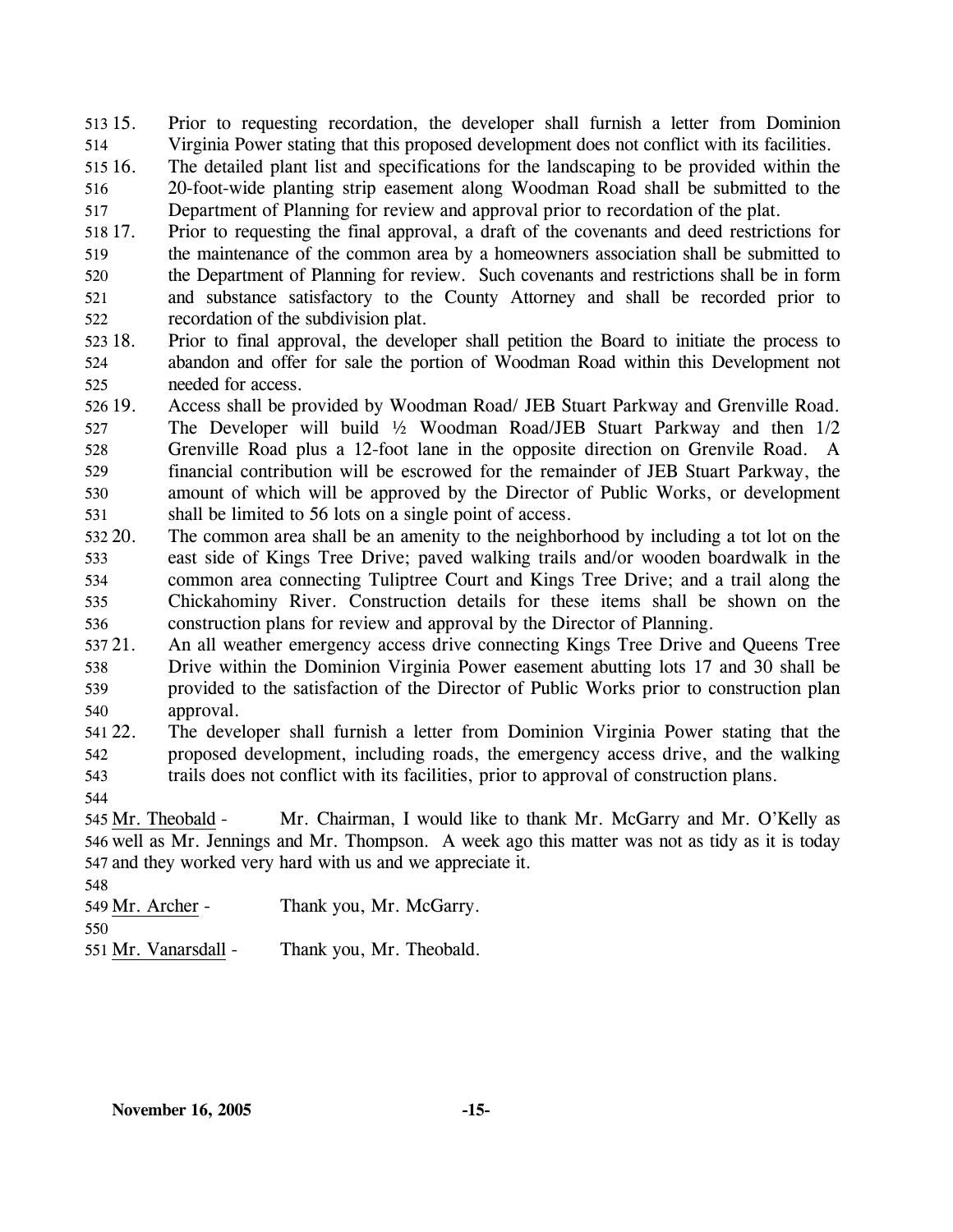15. Prior to requesting recordation, the developer shall furnish a letter from Dominion Virginia Power stating that this proposed development does not conflict with its facilities.
16. The detailed plant list and specifications for the landscaping to be provided within the 20-foot-wide planting strip easement along Woodman Road shall be submitted to the Department of Planning for review and approval prior to recordation of the plat.
17. Prior to requesting the final approval, a draft of the covenants and deed restrictions for the maintenance of the common area by a homeowners association shall be submitted to the Department of Planning for review. Such covenants and restrictions shall be in form and substance satisfactory to the County Attorney and shall be recorded prior to recordation of the subdivision plat.
18. Prior to final approval, the developer shall petition the Board to initiate the process to abandon and offer for sale the portion of Woodman Road within this Development not needed for access.
19. Access shall be provided by Woodman Road/ JEB Stuart Parkway and Grenville Road. The Developer will build ½ Woodman Road/JEB Stuart Parkway and then 1/2 Grenville Road plus a 12-foot lane in the opposite direction on Grenvile Road. A financial contribution will be escrowed for the remainder of JEB Stuart Parkway, the amount of which will be approved by the Director of Public Works, or development shall be limited to 56 lots on a single point of access.
20. The common area shall be an amenity to the neighborhood by including a tot lot on the east side of Kings Tree Drive; paved walking trails and/or wooden boardwalk in the common area connecting Tuliptree Court and Kings Tree Drive; and a trail along the Chickahominy River. Construction details for these items shall be shown on the construction plans for review and approval by the Director of Planning.
21. An all weather emergency access drive connecting Kings Tree Drive and Queens Tree Drive within the Dominion Virginia Power easement abutting lots 17 and 30 shall be provided to the satisfaction of the Director of Public Works prior to construction plan approval.
22. The developer shall furnish a letter from Dominion Virginia Power stating that the proposed development, including roads, the emergency access drive, and the walking trails does not conflict with its facilities, prior to approval of construction plans.

Mr. Theobald - Mr. Chairman, I would like to thank Mr. McGarry and Mr. O'Kelly as well as Mr. Jennings and Mr. Thompson. A week ago this matter was not as tidy as it is today and they worked very hard with us and we appreciate it.

Mr. Archer - Thank you, Mr. McGarry.

Mr. Vanarsdall - Thank you, Mr. Theobald.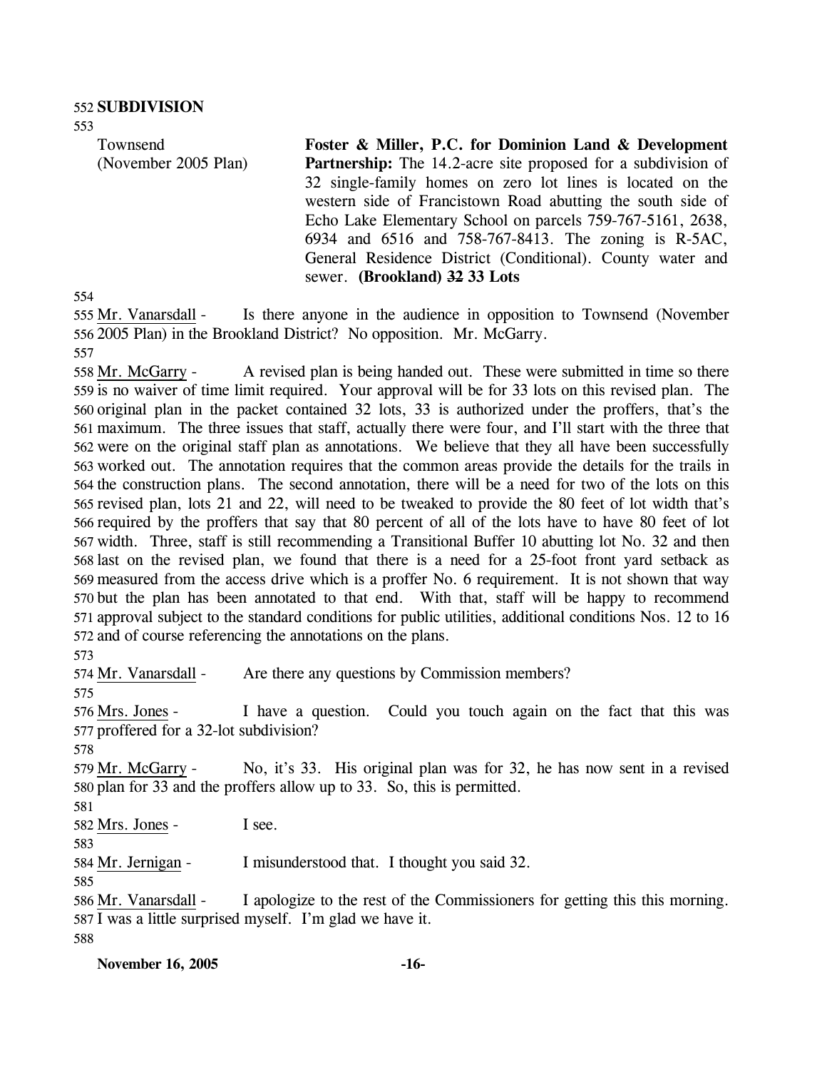## SUBDIVISION

Townsend (November 2005 Plan)

**Foster & Miller, P.C. for Dominion Land & Development Partnership:** The 14.2-acre site proposed for a subdivision of 32 single-family homes on zero lot lines is located on the western side of Francistown Road abutting the south side of Echo Lake Elementary School on parcels 759-767-5161, 2638, 6934 and 6516 and 758-767-8413. The zoning is R-5AC, General Residence District (Conditional). County water and sewer. **(Brookland) ~~32~~ 33 Lots**

Mr. Vanarsdall - Is there anyone in the audience in opposition to Townsend (November 2005 Plan) in the Brookland District? No opposition. Mr. McGarry.

Mr. McGarry - A revised plan is being handed out. These were submitted in time so there is no waiver of time limit required. Your approval will be for 33 lots on this revised plan. The original plan in the packet contained 32 lots, 33 is authorized under the proffers, that's the maximum. The three issues that staff, actually there were four, and I'll start with the three that were on the original staff plan as annotations. We believe that they all have been successfully worked out. The annotation requires that the common areas provide the details for the trails in the construction plans. The second annotation, there will be a need for two of the lots on this revised plan, lots 21 and 22, will need to be tweaked to provide the 80 feet of lot width that's required by the proffers that say that 80 percent of all of the lots have to have 80 feet of lot width. Three, staff is still recommending a Transitional Buffer 10 abutting lot No. 32 and then last on the revised plan, we found that there is a need for a 25-foot front yard setback as measured from the access drive which is a proffer No. 6 requirement. It is not shown that way but the plan has been annotated to that end. With that, staff will be happy to recommend approval subject to the standard conditions for public utilities, additional conditions Nos. 12 to 16 and of course referencing the annotations on the plans.

Mr. Vanarsdall - Are there any questions by Commission members?

Mrs. Jones - I have a question. Could you touch again on the fact that this was proffered for a 32-lot subdivision?

Mr. McGarry - No, it's 33. His original plan was for 32, he has now sent in a revised plan for 33 and the proffers allow up to 33. So, this is permitted.

Mrs. Jones - I see.

Mr. Jernigan - I misunderstood that. I thought you said 32.

Mr. Vanarsdall - I apologize to the rest of the Commissioners for getting this this morning. I was a little surprised myself. I'm glad we have it.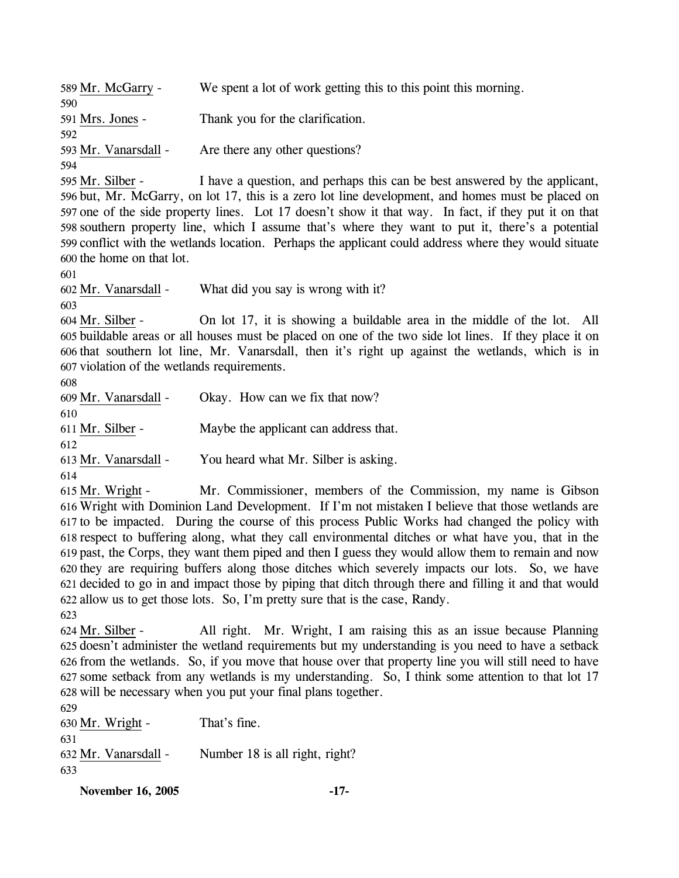589 Mr. McGarry - We spent a lot of work getting this to this point this morning.
590
591 Mrs. Jones - Thank you for the clarification.
592
593 Mr. Vanarsdall - Are there any other questions?
594
595 Mr. Silber - I have a question, and perhaps this can be best answered by the applicant,
596 but, Mr. McGarry, on lot 17, this is a zero lot line development, and homes must be placed on
597 one of the side property lines. Lot 17 doesn't show it that way. In fact, if they put it on that
598 southern property line, which I assume that's where they want to put it, there's a potential
599 conflict with the wetlands location. Perhaps the applicant could address where they would situate
600 the home on that lot.
601
602 Mr. Vanarsdall - What did you say is wrong with it?
603
604 Mr. Silber - On lot 17, it is showing a buildable area in the middle of the lot. All
605 buildable areas or all houses must be placed on one of the two side lot lines. If they place it on
606 that southern lot line, Mr. Vanarsdall, then it's right up against the wetlands, which is in
607 violation of the wetlands requirements.
608
609 Mr. Vanarsdall - Okay. How can we fix that now?
610
611 Mr. Silber - Maybe the applicant can address that.
612
613 Mr. Vanarsdall - You heard what Mr. Silber is asking.
614
615 Mr. Wright - Mr. Commissioner, members of the Commission, my name is Gibson
616 Wright with Dominion Land Development. If I'm not mistaken I believe that those wetlands are
617 to be impacted. During the course of this process Public Works had changed the policy with
618 respect to buffering along, what they call environmental ditches or what have you, that in the
619 past, the Corps, they want them piped and then I guess they would allow them to remain and now
620 they are requiring buffers along those ditches which severely impacts our lots. So, we have
621 decided to go in and impact those by piping that ditch through there and filling it and that would
622 allow us to get those lots. So, I'm pretty sure that is the case, Randy.
623
624 Mr. Silber - All right. Mr. Wright, I am raising this as an issue because Planning
625 doesn't administer the wetland requirements but my understanding is you need to have a setback
626 from the wetlands. So, if you move that house over that property line you will still need to have
627 some setback from any wetlands is my understanding. So, I think some attention to that lot 17
628 will be necessary when you put your final plans together.
629
630 Mr. Wright - That's fine.
631
632 Mr. Vanarsdall - Number 18 is all right, right?
633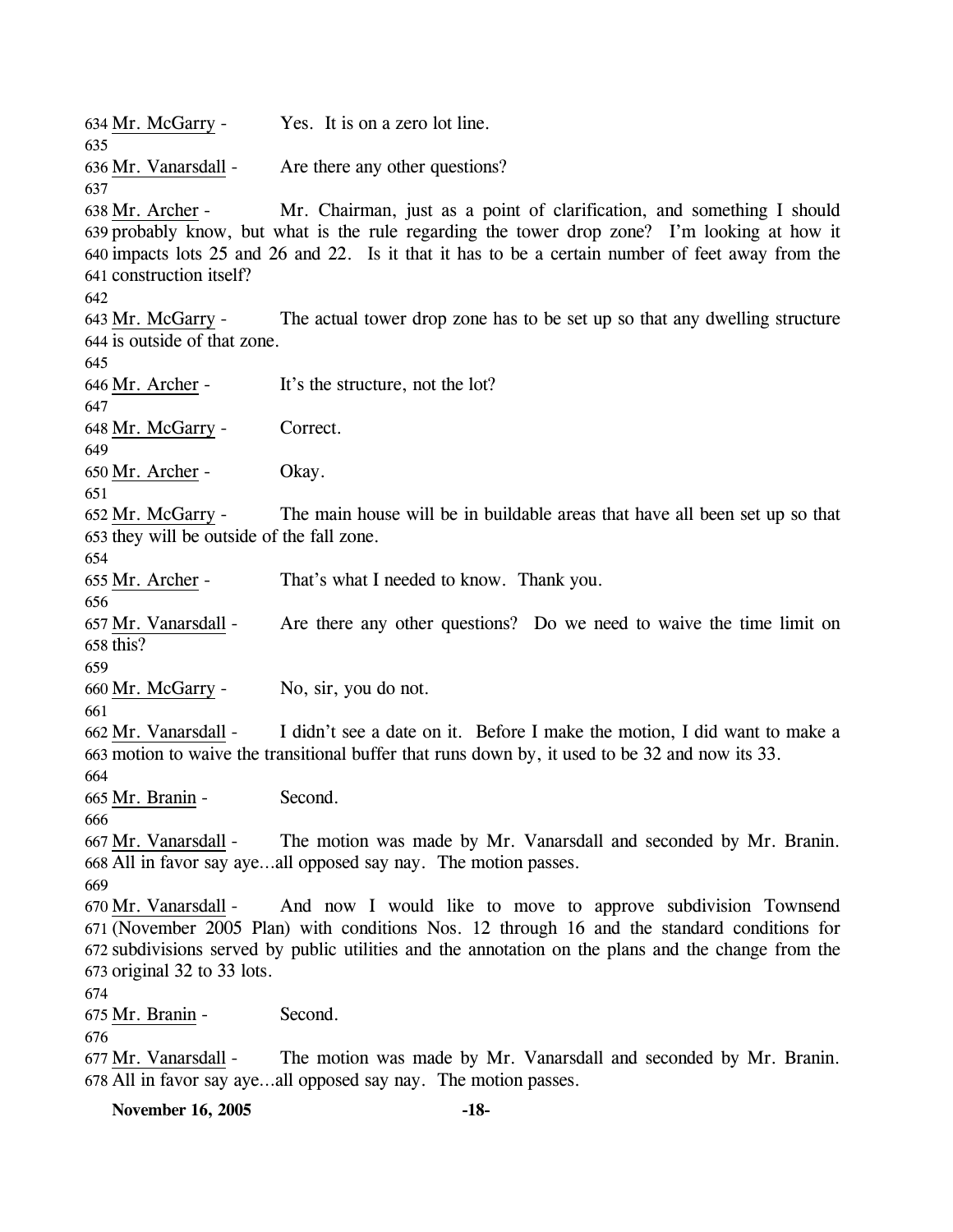634 Mr. McGarry - Yes. It is on a zero lot line.

635

636 Mr. Vanarsdall - Are there any other questions?

637

638 Mr. Archer - Mr. Chairman, just as a point of clarification, and something I should 639 probably know, but what is the rule regarding the tower drop zone? I'm looking at how it 640 impacts lots 25 and 26 and 22. Is it that it has to be a certain number of feet away from the 641 construction itself?

642

643 Mr. McGarry - The actual tower drop zone has to be set up so that any dwelling structure 644 is outside of that zone.

645

646 Mr. Archer - It's the structure, not the lot?

647

648 Mr. McGarry - Correct.

649

650 Mr. Archer - Okay.

651

652 Mr. McGarry - The main house will be in buildable areas that have all been set up so that 653 they will be outside of the fall zone.

654

655 Mr. Archer - That's what I needed to know. Thank you.

656

657 Mr. Vanarsdall - Are there any other questions? Do we need to waive the time limit on 658 this?

659

660 Mr. McGarry - No, sir, you do not.

661

662 Mr. Vanarsdall - I didn't see a date on it. Before I make the motion, I did want to make a 663 motion to waive the transitional buffer that runs down by, it used to be 32 and now its 33.

664

665 Mr. Branin - Second.

666

667 Mr. Vanarsdall - The motion was made by Mr. Vanarsdall and seconded by Mr. Branin. 668 All in favor say aye…all opposed say nay. The motion passes.

669

670 Mr. Vanarsdall - And now I would like to move to approve subdivision Townsend 671 (November 2005 Plan) with conditions Nos. 12 through 16 and the standard conditions for 672 subdivisions served by public utilities and the annotation on the plans and the change from the 673 original 32 to 33 lots.

674

675 Mr. Branin - Second.

676

677 Mr. Vanarsdall - The motion was made by Mr. Vanarsdall and seconded by Mr. Branin. 678 All in favor say aye…all opposed say nay. The motion passes.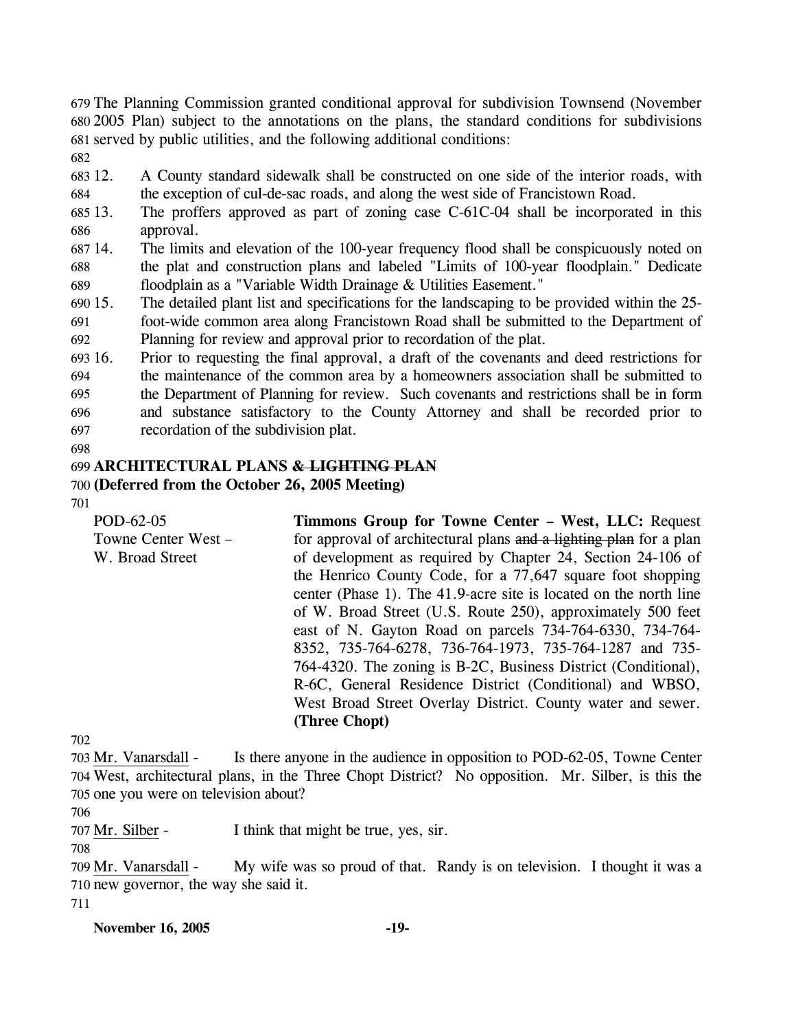The Planning Commission granted conditional approval for subdivision Townsend (November 2005 Plan) subject to the annotations on the plans, the standard conditions for subdivisions served by public utilities, and the following additional conditions:

12. A County standard sidewalk shall be constructed on one side of the interior roads, with the exception of cul-de-sac roads, and along the west side of Francistown Road.
13. The proffers approved as part of zoning case C-61C-04 shall be incorporated in this approval.
14. The limits and elevation of the 100-year frequency flood shall be conspicuously noted on the plat and construction plans and labeled "Limits of 100-year floodplain." Dedicate floodplain as a "Variable Width Drainage & Utilities Easement."
15. The detailed plant list and specifications for the landscaping to be provided within the 25-foot-wide common area along Francistown Road shall be submitted to the Department of Planning for review and approval prior to recordation of the plat.
16. Prior to requesting the final approval, a draft of the covenants and deed restrictions for the maintenance of the common area by a homeowners association shall be submitted to the Department of Planning for review. Such covenants and restrictions shall be in form and substance satisfactory to the County Attorney and shall be recorded prior to recordation of the subdivision plat.

**ARCHITECTURAL PLANS ~~& LIGHTING PLAN~~**
**(Deferred from the October 26, 2005 Meeting)**

POD-62-05
Towne Center West –
W. Broad Street

**Timmons Group for Towne Center – West, LLC:** Request for approval of architectural plans ~~and a lighting plan~~ for a plan of development as required by Chapter 24, Section 24-106 of the Henrico County Code, for a 77,647 square foot shopping center (Phase 1). The 41.9-acre site is located on the north line of W. Broad Street (U.S. Route 250), approximately 500 feet east of N. Gayton Road on parcels 734-764-6330, 734-764-8352, 735-764-6278, 736-764-1973, 735-764-1287 and 735-764-4320. The zoning is B-2C, Business District (Conditional), R-6C, General Residence District (Conditional) and WBSO, West Broad Street Overlay District. County water and sewer. **(Three Chopt)**

Mr. Vanarsdall - Is there anyone in the audience in opposition to POD-62-05, Towne Center West, architectural plans, in the Three Chopt District? No opposition. Mr. Silber, is this the one you were on television about?

Mr. Silber - I think that might be true, yes, sir.

Mr. Vanarsdall - My wife was so proud of that. Randy is on television. I thought it was a new governor, the way she said it.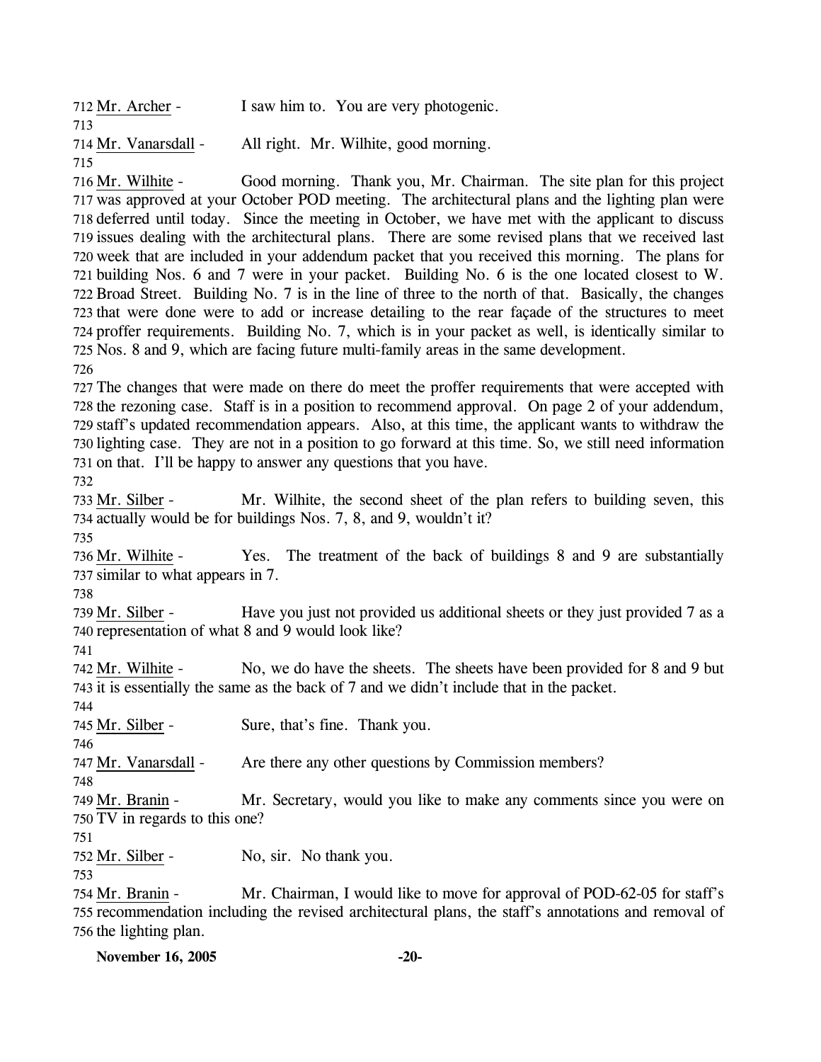712 Mr. Archer - I saw him to. You are very photogenic.

713

714 Mr. Vanarsdall - All right. Mr. Wilhite, good morning.

715

716 Mr. Wilhite - Good morning. Thank you, Mr. Chairman. The site plan for this project
717 was approved at your October POD meeting. The architectural plans and the lighting plan were
718 deferred until today. Since the meeting in October, we have met with the applicant to discuss
719 issues dealing with the architectural plans. There are some revised plans that we received last
720 week that are included in your addendum packet that you received this morning. The plans for
721 building Nos. 6 and 7 were in your packet. Building No. 6 is the one located closest to W.
722 Broad Street. Building No. 7 is in the line of three to the north of that. Basically, the changes
723 that were done were to add or increase detailing to the rear façade of the structures to meet
724 proffer requirements. Building No. 7, which is in your packet as well, is identically similar to
725 Nos. 8 and 9, which are facing future multi-family areas in the same development.

726

727 The changes that were made on there do meet the proffer requirements that were accepted with
728 the rezoning case. Staff is in a position to recommend approval. On page 2 of your addendum,
729 staff's updated recommendation appears. Also, at this time, the applicant wants to withdraw the
730 lighting case. They are not in a position to go forward at this time. So, we still need information
731 on that. I'll be happy to answer any questions that you have.

732

733 Mr. Silber - Mr. Wilhite, the second sheet of the plan refers to building seven, this
734 actually would be for buildings Nos. 7, 8, and 9, wouldn't it?

735

736 Mr. Wilhite - Yes. The treatment of the back of buildings 8 and 9 are substantially
737 similar to what appears in 7.

738

739 Mr. Silber - Have you just not provided us additional sheets or they just provided 7 as a
740 representation of what 8 and 9 would look like?

741

742 Mr. Wilhite - No, we do have the sheets. The sheets have been provided for 8 and 9 but
743 it is essentially the same as the back of 7 and we didn't include that in the packet.

744

745 Mr. Silber - Sure, that's fine. Thank you.

746

747 Mr. Vanarsdall - Are there any other questions by Commission members?

748

749 Mr. Branin - Mr. Secretary, would you like to make any comments since you were on
750 TV in regards to this one?

751

752 Mr. Silber - No, sir. No thank you.

753

754 Mr. Branin - Mr. Chairman, I would like to move for approval of POD-62-05 for staff's
755 recommendation including the revised architectural plans, the staff's annotations and removal of
756 the lighting plan.

**November 16, 2005**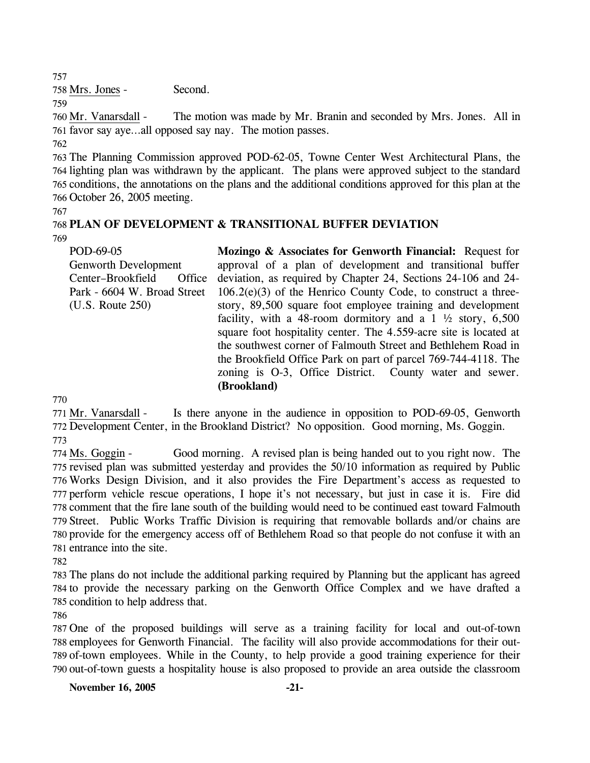Mrs. Jones - Second.

Mr. Vanarsdall - The motion was made by Mr. Branin and seconded by Mrs. Jones. All in favor say aye…all opposed say nay. The motion passes.

The Planning Commission approved POD-62-05, Towne Center West Architectural Plans, the lighting plan was withdrawn by the applicant. The plans were approved subject to the standard conditions, the annotations on the plans and the additional conditions approved for this plan at the October 26, 2005 meeting.

**PLAN OF DEVELOPMENT & TRANSITIONAL BUFFER DEVIATION**

POD-69-05
Genworth Development Center–Brookfield Office Park - 6604 W. Broad Street (U.S. Route 250)

**Mozingo & Associates for Genworth Financial:** Request for approval of a plan of development and transitional buffer deviation, as required by Chapter 24, Sections 24-106 and 24-106.2(e)(3) of the Henrico County Code, to construct a three-story, 89,500 square foot employee training and development facility, with a 48-room dormitory and a 1 ½ story, 6,500 square foot hospitality center. The 4.559-acre site is located at the southwest corner of Falmouth Street and Bethlehem Road in the Brookfield Office Park on part of parcel 769-744-4118. The zoning is O-3, Office District. County water and sewer. **(Brookland)**

Mr. Vanarsdall - Is there anyone in the audience in opposition to POD-69-05, Genworth Development Center, in the Brookland District? No opposition. Good morning, Ms. Goggin.

Ms. Goggin - Good morning. A revised plan is being handed out to you right now. The revised plan was submitted yesterday and provides the 50/10 information as required by Public Works Design Division, and it also provides the Fire Department's access as requested to perform vehicle rescue operations, I hope it's not necessary, but just in case it is. Fire did comment that the fire lane south of the building would need to be continued east toward Falmouth Street. Public Works Traffic Division is requiring that removable bollards and/or chains are provide for the emergency access off of Bethlehem Road so that people do not confuse it with an entrance into the site.

The plans do not include the additional parking required by Planning but the applicant has agreed to provide the necessary parking on the Genworth Office Complex and we have drafted a condition to help address that.

One of the proposed buildings will serve as a training facility for local and out-of-town employees for Genworth Financial. The facility will also provide accommodations for their out-of-town employees. While in the County, to help provide a good training experience for their out-of-town guests a hospitality house is also proposed to provide an area outside the classroom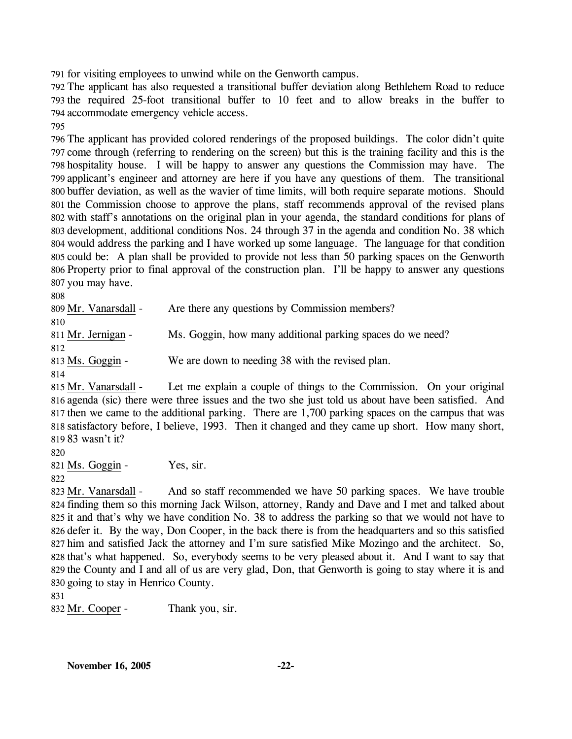for visiting employees to unwind while on the Genworth campus.

The applicant has also requested a transitional buffer deviation along Bethlehem Road to reduce the required 25-foot transitional buffer to 10 feet and to allow breaks in the buffer to accommodate emergency vehicle access.

The applicant has provided colored renderings of the proposed buildings. The color didn't quite come through (referring to rendering on the screen) but this is the training facility and this is the hospitality house. I will be happy to answer any questions the Commission may have. The applicant's engineer and attorney are here if you have any questions of them. The transitional buffer deviation, as well as the wavier of time limits, will both require separate motions. Should the Commission choose to approve the plans, staff recommends approval of the revised plans with staff's annotations on the original plan in your agenda, the standard conditions for plans of development, additional conditions Nos. 24 through 37 in the agenda and condition No. 38 which would address the parking and I have worked up some language. The language for that condition could be: A plan shall be provided to provide not less than 50 parking spaces on the Genworth Property prior to final approval of the construction plan. I'll be happy to answer any questions you may have.

Mr. Vanarsdall - Are there any questions by Commission members?

Mr. Jernigan - Ms. Goggin, how many additional parking spaces do we need?

Ms. Goggin - We are down to needing 38 with the revised plan.

Mr. Vanarsdall - Let me explain a couple of things to the Commission. On your original agenda (sic) there were three issues and the two she just told us about have been satisfied. And then we came to the additional parking. There are 1,700 parking spaces on the campus that was satisfactory before, I believe, 1993. Then it changed and they came up short. How many short, 83 wasn't it?

Ms. Goggin - Yes, sir.

Mr. Vanarsdall - And so staff recommended we have 50 parking spaces. We have trouble finding them so this morning Jack Wilson, attorney, Randy and Dave and I met and talked about it and that's why we have condition No. 38 to address the parking so that we would not have to defer it. By the way, Don Cooper, in the back there is from the headquarters and so this satisfied him and satisfied Jack the attorney and I'm sure satisfied Mike Mozingo and the architect. So, that's what happened. So, everybody seems to be very pleased about it. And I want to say that the County and I and all of us are very glad, Don, that Genworth is going to stay where it is and going to stay in Henrico County.

Mr. Cooper - Thank you, sir.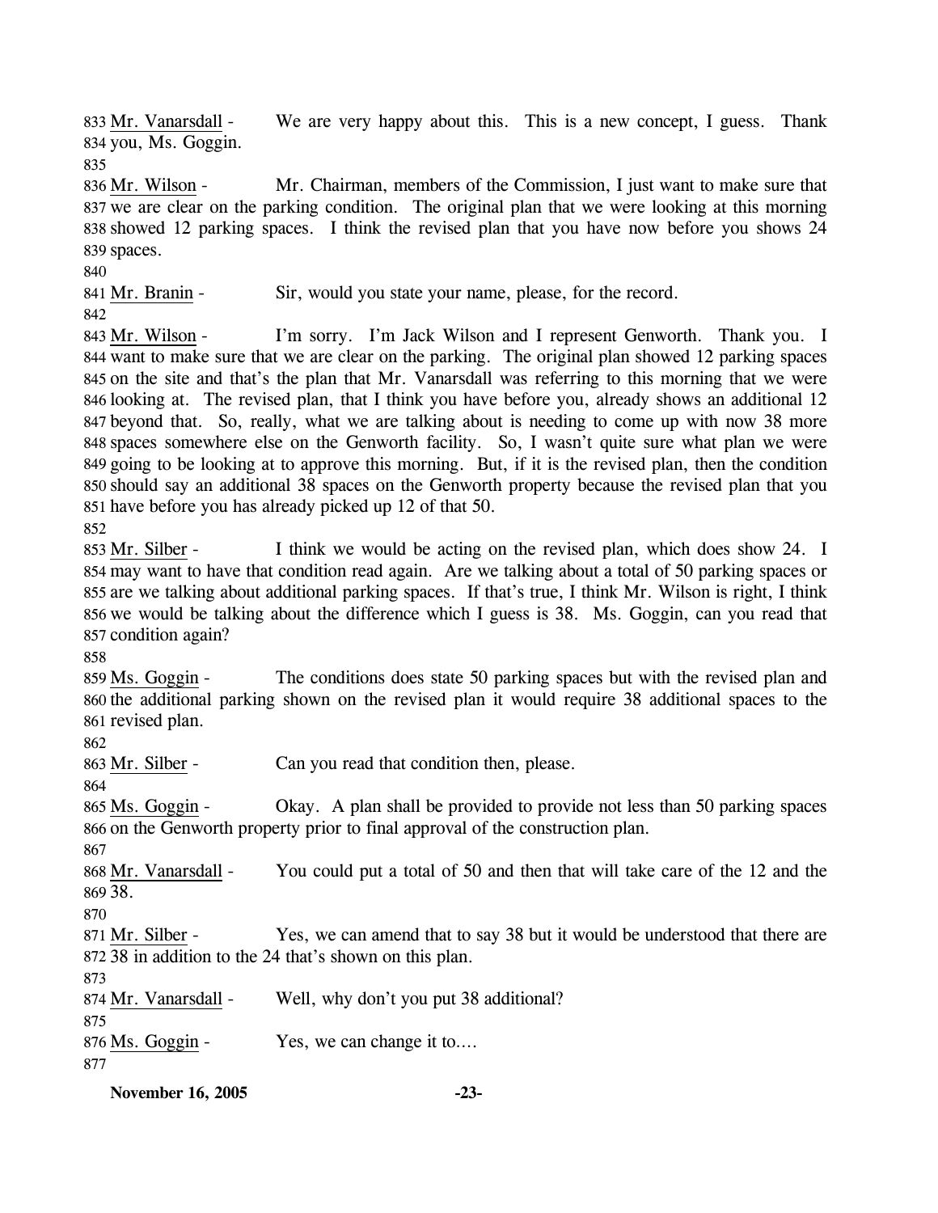833 Mr. Vanarsdall - We are very happy about this. This is a new concept, I guess. Thank
834 you, Ms. Goggin.
835
836 Mr. Wilson - Mr. Chairman, members of the Commission, I just want to make sure that
837 we are clear on the parking condition. The original plan that we were looking at this morning
838 showed 12 parking spaces. I think the revised plan that you have now before you shows 24
839 spaces.
840
841 Mr. Branin - Sir, would you state your name, please, for the record.
842
843 Mr. Wilson - I'm sorry. I'm Jack Wilson and I represent Genworth. Thank you. I
844 want to make sure that we are clear on the parking. The original plan showed 12 parking spaces
845 on the site and that's the plan that Mr. Vanarsdall was referring to this morning that we were
846 looking at. The revised plan, that I think you have before you, already shows an additional 12
847 beyond that. So, really, what we are talking about is needing to come up with now 38 more
848 spaces somewhere else on the Genworth facility. So, I wasn't quite sure what plan we were
849 going to be looking at to approve this morning. But, if it is the revised plan, then the condition
850 should say an additional 38 spaces on the Genworth property because the revised plan that you
851 have before you has already picked up 12 of that 50.
852
853 Mr. Silber - I think we would be acting on the revised plan, which does show 24. I
854 may want to have that condition read again. Are we talking about a total of 50 parking spaces or
855 are we talking about additional parking spaces. If that's true, I think Mr. Wilson is right, I think
856 we would be talking about the difference which I guess is 38. Ms. Goggin, can you read that
857 condition again?
858
859 Ms. Goggin - The conditions does state 50 parking spaces but with the revised plan and
860 the additional parking shown on the revised plan it would require 38 additional spaces to the
861 revised plan.
862
863 Mr. Silber - Can you read that condition then, please.
864
865 Ms. Goggin - Okay. A plan shall be provided to provide not less than 50 parking spaces
866 on the Genworth property prior to final approval of the construction plan.
867
868 Mr. Vanarsdall - You could put a total of 50 and then that will take care of the 12 and the
869 38.
870
871 Mr. Silber - Yes, we can amend that to say 38 but it would be understood that there are
872 38 in addition to the 24 that's shown on this plan.
873
874 Mr. Vanarsdall - Well, why don't you put 38 additional?
875
876 Ms. Goggin - Yes, we can change it to....
877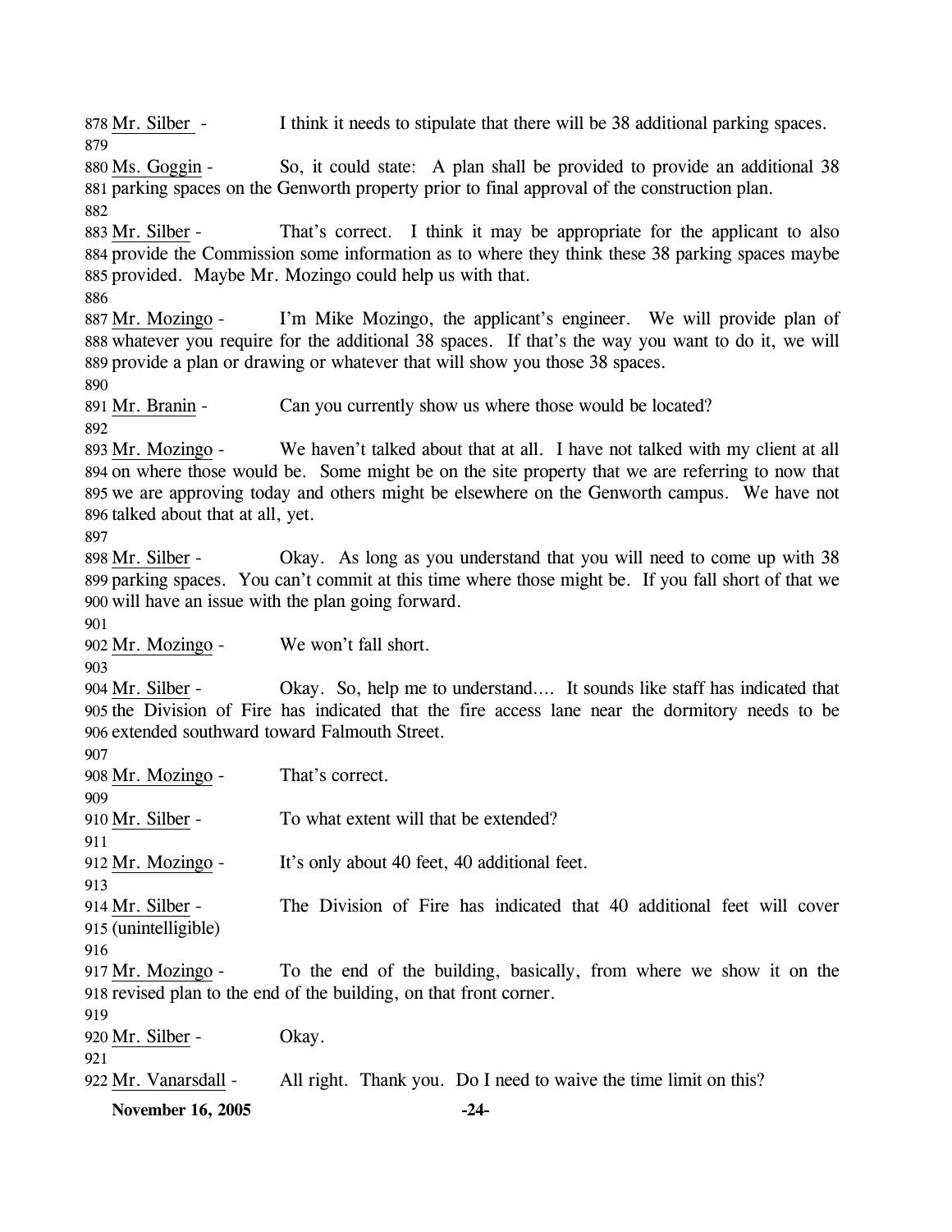Mr. Silber - I think it needs to stipulate that there will be 38 additional parking spaces.

Ms. Goggin - So, it could state: A plan shall be provided to provide an additional 38 parking spaces on the Genworth property prior to final approval of the construction plan.

Mr. Silber - That's correct. I think it may be appropriate for the applicant to also provide the Commission some information as to where they think these 38 parking spaces maybe provided. Maybe Mr. Mozingo could help us with that.

Mr. Mozingo - I'm Mike Mozingo, the applicant's engineer. We will provide plan of whatever you require for the additional 38 spaces. If that's the way you want to do it, we will provide a plan or drawing or whatever that will show you those 38 spaces.

Mr. Branin - Can you currently show us where those would be located?

Mr. Mozingo - We haven't talked about that at all. I have not talked with my client at all on where those would be. Some might be on the site property that we are referring to now that we are approving today and others might be elsewhere on the Genworth campus. We have not talked about that at all, yet.

Mr. Silber - Okay. As long as you understand that you will need to come up with 38 parking spaces. You can't commit at this time where those might be. If you fall short of that we will have an issue with the plan going forward.

Mr. Mozingo - We won't fall short.

Mr. Silber - Okay. So, help me to understand.... It sounds like staff has indicated that the Division of Fire has indicated that the fire access lane near the dormitory needs to be extended southward toward Falmouth Street.

Mr. Mozingo - That's correct.

Mr. Silber - To what extent will that be extended?

Mr. Mozingo - It's only about 40 feet, 40 additional feet.

Mr. Silber - The Division of Fire has indicated that 40 additional feet will cover (unintelligible)

Mr. Mozingo - To the end of the building, basically, from where we show it on the revised plan to the end of the building, on that front corner.

Mr. Silber - Okay.

Mr. Vanarsdall - All right. Thank you. Do I need to waive the time limit on this?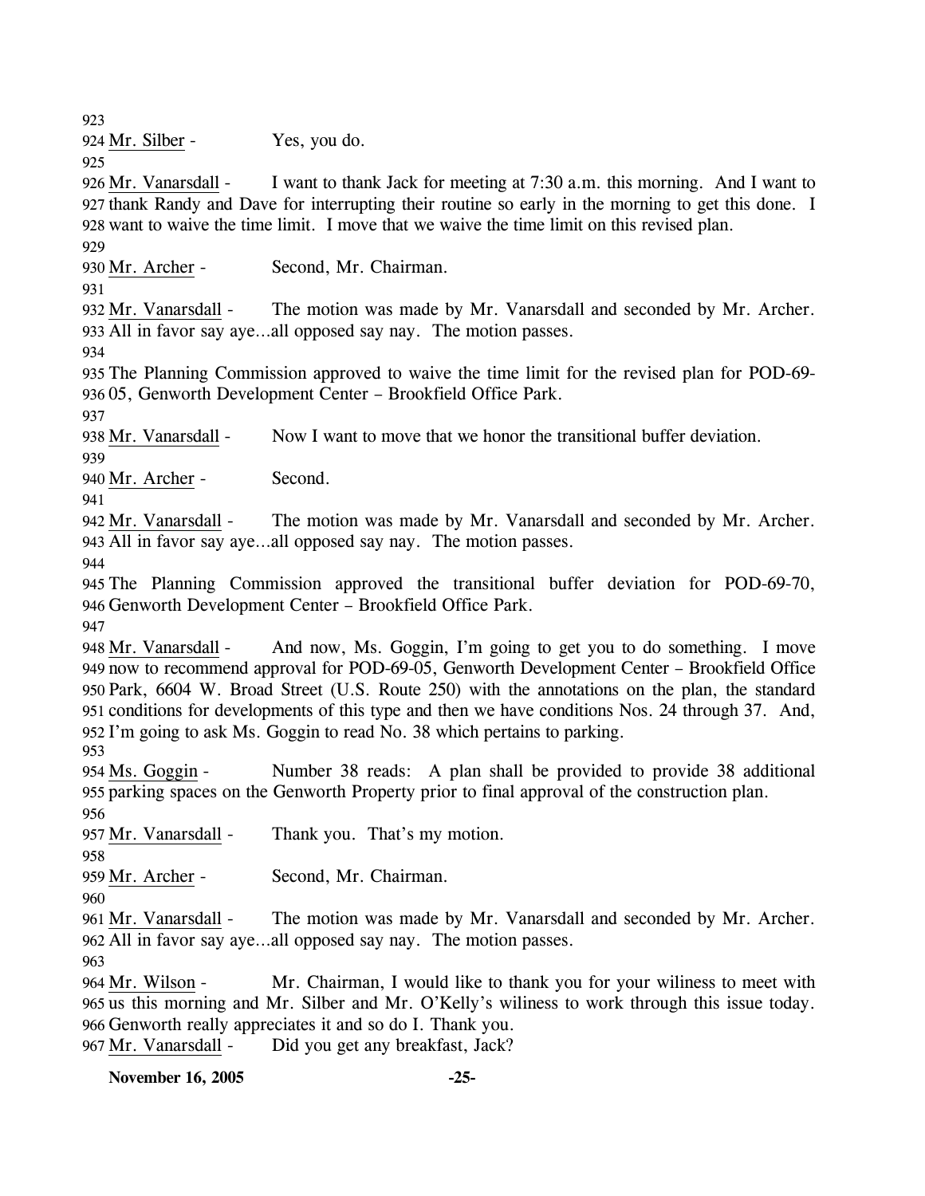Mr. Silber - Yes, you do.

Mr. Vanarsdall - I want to thank Jack for meeting at 7:30 a.m. this morning. And I want to thank Randy and Dave for interrupting their routine so early in the morning to get this done. I want to waive the time limit. I move that we waive the time limit on this revised plan.

Mr. Archer - Second, Mr. Chairman.

Mr. Vanarsdall - The motion was made by Mr. Vanarsdall and seconded by Mr. Archer. All in favor say aye…all opposed say nay. The motion passes.

The Planning Commission approved to waive the time limit for the revised plan for POD-69-05, Genworth Development Center – Brookfield Office Park.

Mr. Vanarsdall - Now I want to move that we honor the transitional buffer deviation.

Mr. Archer - Second.

Mr. Vanarsdall - The motion was made by Mr. Vanarsdall and seconded by Mr. Archer. All in favor say aye…all opposed say nay. The motion passes.

The Planning Commission approved the transitional buffer deviation for POD-69-70, Genworth Development Center – Brookfield Office Park.

Mr. Vanarsdall - And now, Ms. Goggin, I'm going to get you to do something. I move now to recommend approval for POD-69-05, Genworth Development Center – Brookfield Office Park, 6604 W. Broad Street (U.S. Route 250) with the annotations on the plan, the standard conditions for developments of this type and then we have conditions Nos. 24 through 37. And, I'm going to ask Ms. Goggin to read No. 38 which pertains to parking.

Ms. Goggin - Number 38 reads: A plan shall be provided to provide 38 additional parking spaces on the Genworth Property prior to final approval of the construction plan.

Mr. Vanarsdall - Thank you. That's my motion.

Mr. Archer - Second, Mr. Chairman.

Mr. Vanarsdall - The motion was made by Mr. Vanarsdall and seconded by Mr. Archer. All in favor say aye…all opposed say nay. The motion passes.

Mr. Wilson - Mr. Chairman, I would like to thank you for your wiliness to meet with us this morning and Mr. Silber and Mr. O'Kelly's wiliness to work through this issue today. Genworth really appreciates it and so do I. Thank you.

Mr. Vanarsdall - Did you get any breakfast, Jack?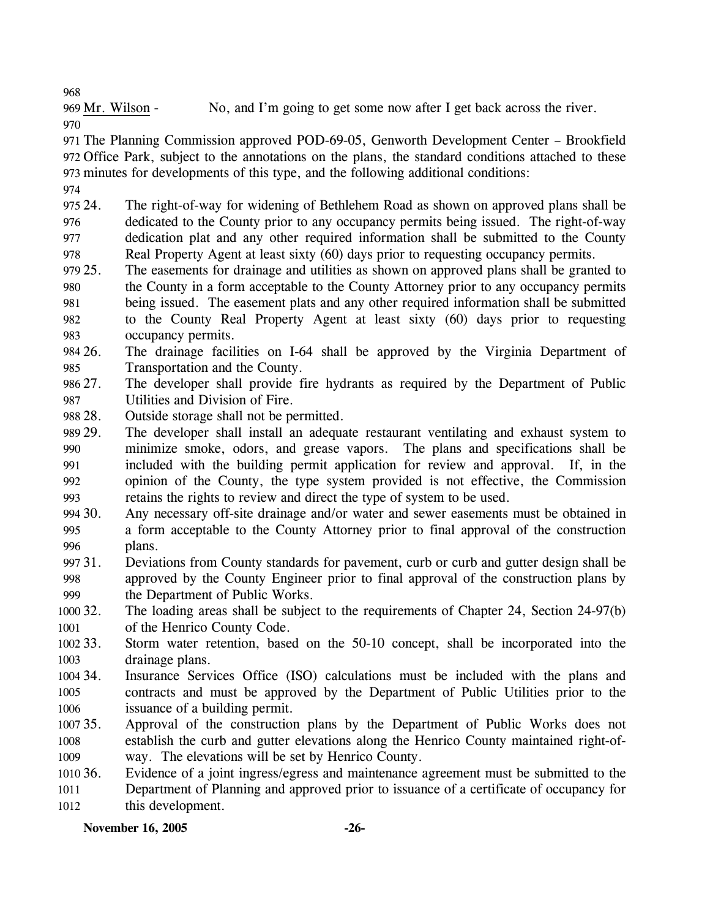Mr. Wilson - No, and I'm going to get some now after I get back across the river.

The Planning Commission approved POD-69-05, Genworth Development Center – Brookfield Office Park, subject to the annotations on the plans, the standard conditions attached to these minutes for developments of this type, and the following additional conditions:

24. The right-of-way for widening of Bethlehem Road as shown on approved plans shall be dedicated to the County prior to any occupancy permits being issued. The right-of-way dedication plat and any other required information shall be submitted to the County Real Property Agent at least sixty (60) days prior to requesting occupancy permits.
25. The easements for drainage and utilities as shown on approved plans shall be granted to the County in a form acceptable to the County Attorney prior to any occupancy permits being issued. The easement plats and any other required information shall be submitted to the County Real Property Agent at least sixty (60) days prior to requesting occupancy permits.
26. The drainage facilities on I-64 shall be approved by the Virginia Department of Transportation and the County.
27. The developer shall provide fire hydrants as required by the Department of Public Utilities and Division of Fire.
28. Outside storage shall not be permitted.
29. The developer shall install an adequate restaurant ventilating and exhaust system to minimize smoke, odors, and grease vapors. The plans and specifications shall be included with the building permit application for review and approval. If, in the opinion of the County, the type system provided is not effective, the Commission retains the rights to review and direct the type of system to be used.
30. Any necessary off-site drainage and/or water and sewer easements must be obtained in a form acceptable to the County Attorney prior to final approval of the construction plans.
31. Deviations from County standards for pavement, curb or curb and gutter design shall be approved by the County Engineer prior to final approval of the construction plans by the Department of Public Works.
32. The loading areas shall be subject to the requirements of Chapter 24, Section 24-97(b) of the Henrico County Code.
33. Storm water retention, based on the 50-10 concept, shall be incorporated into the drainage plans.
34. Insurance Services Office (ISO) calculations must be included with the plans and contracts and must be approved by the Department of Public Utilities prior to the issuance of a building permit.
35. Approval of the construction plans by the Department of Public Works does not establish the curb and gutter elevations along the Henrico County maintained right-of-way. The elevations will be set by Henrico County.
36. Evidence of a joint ingress/egress and maintenance agreement must be submitted to the Department of Planning and approved prior to issuance of a certificate of occupancy for this development.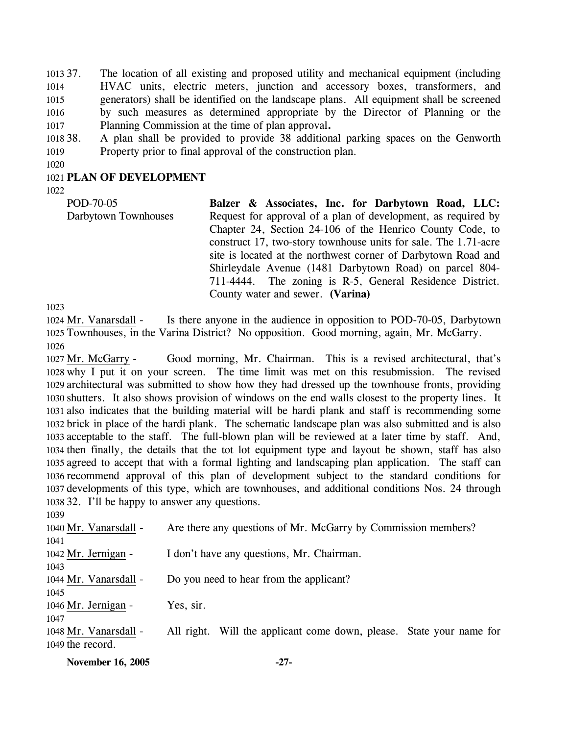37. The location of all existing and proposed utility and mechanical equipment (including HVAC units, electric meters, junction and accessory boxes, transformers, and generators) shall be identified on the landscape plans. All equipment shall be screened by such measures as determined appropriate by the Director of Planning or the Planning Commission at the time of plan approval**.**
38. A plan shall be provided to provide 38 additional parking spaces on the Genworth Property prior to final approval of the construction plan.

## PLAN OF DEVELOPMENT

POD-70-05
Darbytown Townhouses

**Balzer & Associates, Inc. for Darbytown Road, LLC:** Request for approval of a plan of development, as required by Chapter 24, Section 24-106 of the Henrico County Code, to construct 17, two-story townhouse units for sale. The 1.71-acre site is located at the northwest corner of Darbytown Road and Shirleydale Avenue (1481 Darbytown Road) on parcel 804-711-4444. The zoning is R-5, General Residence District. County water and sewer. **(Varina)**

Mr. Vanarsdall - Is there anyone in the audience in opposition to POD-70-05, Darbytown Townhouses, in the Varina District? No opposition. Good morning, again, Mr. McGarry.

Mr. McGarry - Good morning, Mr. Chairman. This is a revised architectural, that's why I put it on your screen. The time limit was met on this resubmission. The revised architectural was submitted to show how they had dressed up the townhouse fronts, providing shutters. It also shows provision of windows on the end walls closest to the property lines. It also indicates that the building material will be hardi plank and staff is recommending some brick in place of the hardi plank. The schematic landscape plan was also submitted and is also acceptable to the staff. The full-blown plan will be reviewed at a later time by staff. And, then finally, the details that the tot lot equipment type and layout be shown, staff has also agreed to accept that with a formal lighting and landscaping plan application. The staff can recommend approval of this plan of development subject to the standard conditions for developments of this type, which are townhouses, and additional conditions Nos. 24 through 32. I'll be happy to answer any questions.

Mr. Vanarsdall - Are there any questions of Mr. McGarry by Commission members?

Mr. Jernigan - I don't have any questions, Mr. Chairman.

Mr. Vanarsdall - Do you need to hear from the applicant?

Mr. Jernigan - Yes, sir.

Mr. Vanarsdall - All right. Will the applicant come down, please. State your name for the record.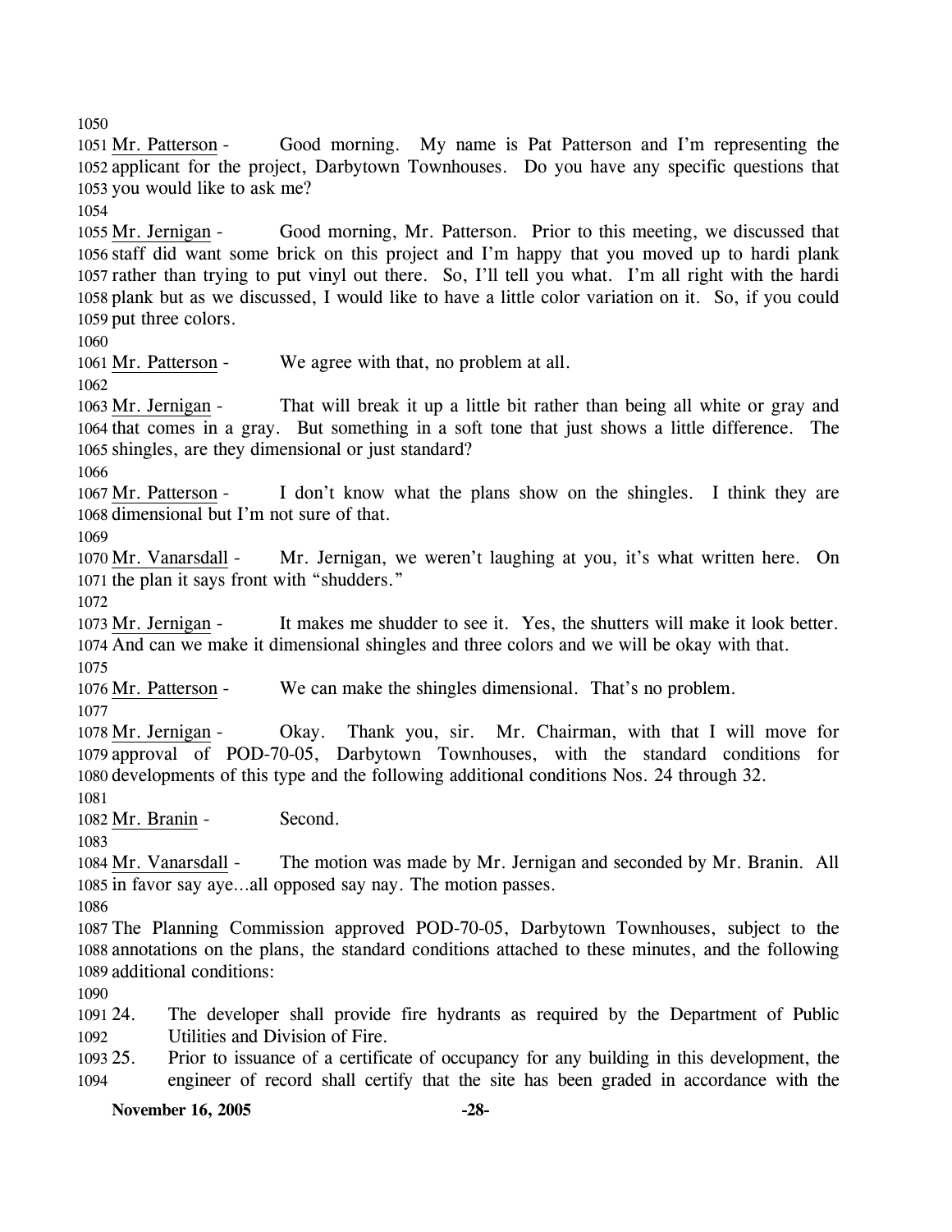Mr. Patterson - Good morning. My name is Pat Patterson and I'm representing the applicant for the project, Darbytown Townhouses. Do you have any specific questions that you would like to ask me?

Mr. Jernigan - Good morning, Mr. Patterson. Prior to this meeting, we discussed that staff did want some brick on this project and I'm happy that you moved up to hardi plank rather than trying to put vinyl out there. So, I'll tell you what. I'm all right with the hardi plank but as we discussed, I would like to have a little color variation on it. So, if you could put three colors.

Mr. Patterson - We agree with that, no problem at all.

Mr. Jernigan - That will break it up a little bit rather than being all white or gray and that comes in a gray. But something in a soft tone that just shows a little difference. The shingles, are they dimensional or just standard?

Mr. Patterson - I don't know what the plans show on the shingles. I think they are dimensional but I'm not sure of that.

Mr. Vanarsdall - Mr. Jernigan, we weren't laughing at you, it's what written here. On the plan it says front with "shudders."

Mr. Jernigan - It makes me shudder to see it. Yes, the shutters will make it look better. And can we make it dimensional shingles and three colors and we will be okay with that.

Mr. Patterson - We can make the shingles dimensional. That's no problem.

Mr. Jernigan - Okay. Thank you, sir. Mr. Chairman, with that I will move for approval of POD-70-05, Darbytown Townhouses, with the standard conditions for developments of this type and the following additional conditions Nos. 24 through 32.

Mr. Branin - Second.

Mr. Vanarsdall - The motion was made by Mr. Jernigan and seconded by Mr. Branin. All in favor say aye…all opposed say nay. The motion passes.

The Planning Commission approved POD-70-05, Darbytown Townhouses, subject to the annotations on the plans, the standard conditions attached to these minutes, and the following additional conditions:

24. The developer shall provide fire hydrants as required by the Department of Public Utilities and Division of Fire.
25. Prior to issuance of a certificate of occupancy for any building in this development, the engineer of record shall certify that the site has been graded in accordance with the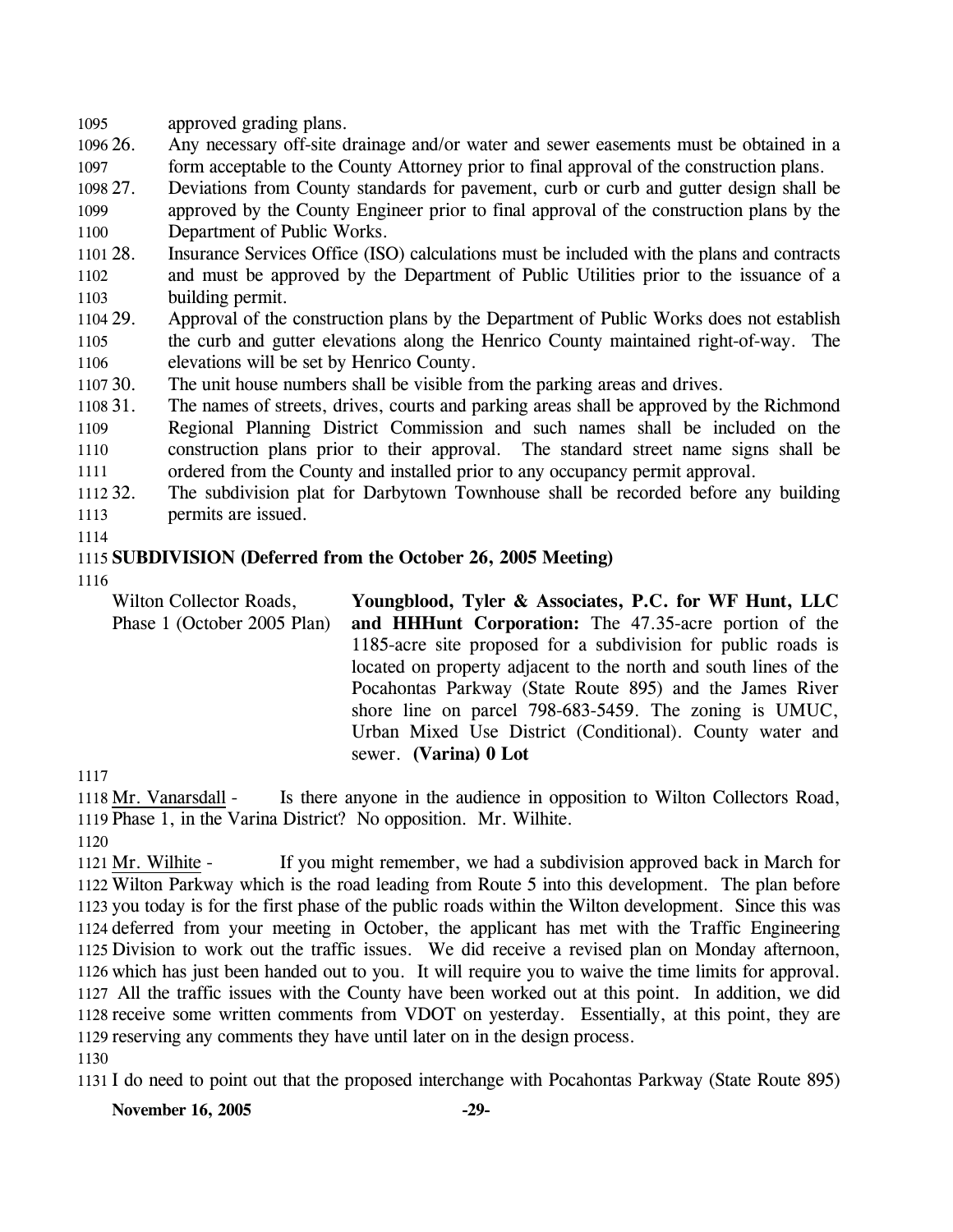approved grading plans.

26. Any necessary off-site drainage and/or water and sewer easements must be obtained in a form acceptable to the County Attorney prior to final approval of the construction plans.
27. Deviations from County standards for pavement, curb or curb and gutter design shall be approved by the County Engineer prior to final approval of the construction plans by the Department of Public Works.
28. Insurance Services Office (ISO) calculations must be included with the plans and contracts and must be approved by the Department of Public Utilities prior to the issuance of a building permit.
29. Approval of the construction plans by the Department of Public Works does not establish the curb and gutter elevations along the Henrico County maintained right-of-way. The elevations will be set by Henrico County.
30. The unit house numbers shall be visible from the parking areas and drives.
31. The names of streets, drives, courts and parking areas shall be approved by the Richmond Regional Planning District Commission and such names shall be included on the construction plans prior to their approval. The standard street name signs shall be ordered from the County and installed prior to any occupancy permit approval.
32. The subdivision plat for Darbytown Townhouse shall be recorded before any building permits are issued.

**SUBDIVISION (Deferred from the October 26, 2005 Meeting)**

Wilton Collector Roads, Phase 1 (October 2005 Plan)

**Youngblood, Tyler & Associates, P.C. for WF Hunt, LLC and HHHunt Corporation:** The 47.35-acre portion of the 1185-acre site proposed for a subdivision for public roads is located on property adjacent to the north and south lines of the Pocahontas Parkway (State Route 895) and the James River shore line on parcel 798-683-5459. The zoning is UMUC, Urban Mixed Use District (Conditional). County water and sewer. **(Varina) 0 Lot**

Mr. Vanarsdall - Is there anyone in the audience in opposition to Wilton Collectors Road, Phase 1, in the Varina District? No opposition. Mr. Wilhite.

Mr. Wilhite - If you might remember, we had a subdivision approved back in March for Wilton Parkway which is the road leading from Route 5 into this development. The plan before you today is for the first phase of the public roads within the Wilton development. Since this was deferred from your meeting in October, the applicant has met with the Traffic Engineering Division to work out the traffic issues. We did receive a revised plan on Monday afternoon, which has just been handed out to you. It will require you to waive the time limits for approval. All the traffic issues with the County have been worked out at this point. In addition, we did receive some written comments from VDOT on yesterday. Essentially, at this point, they are reserving any comments they have until later on in the design process.

I do need to point out that the proposed interchange with Pocahontas Parkway (State Route 895)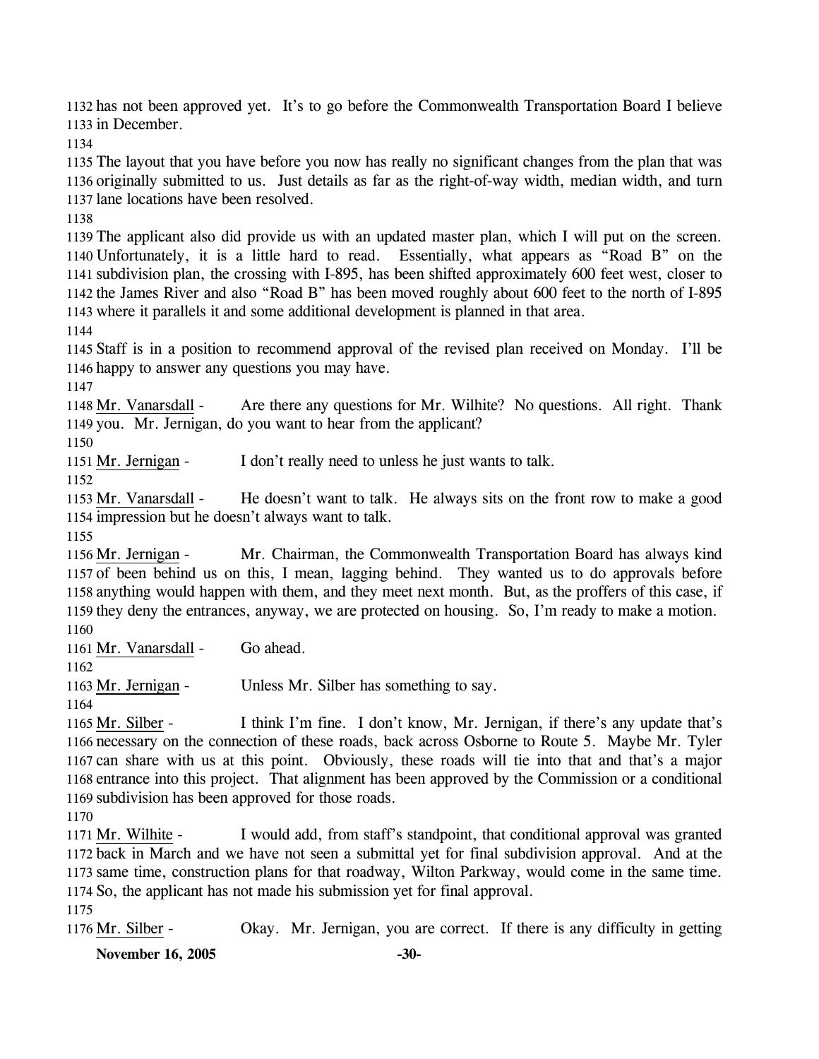has not been approved yet. It's to go before the Commonwealth Transportation Board I believe in December.

The layout that you have before you now has really no significant changes from the plan that was originally submitted to us. Just details as far as the right-of-way width, median width, and turn lane locations have been resolved.

The applicant also did provide us with an updated master plan, which I will put on the screen. Unfortunately, it is a little hard to read. Essentially, what appears as "Road B" on the subdivision plan, the crossing with I-895, has been shifted approximately 600 feet west, closer to the James River and also "Road B" has been moved roughly about 600 feet to the north of I-895 where it parallels it and some additional development is planned in that area.

Staff is in a position to recommend approval of the revised plan received on Monday. I'll be happy to answer any questions you may have.

Mr. Vanarsdall - Are there any questions for Mr. Wilhite? No questions. All right. Thank you. Mr. Jernigan, do you want to hear from the applicant?

Mr. Jernigan - I don't really need to unless he just wants to talk.

Mr. Vanarsdall - He doesn't want to talk. He always sits on the front row to make a good impression but he doesn't always want to talk.

Mr. Jernigan - Mr. Chairman, the Commonwealth Transportation Board has always kind of been behind us on this, I mean, lagging behind. They wanted us to do approvals before anything would happen with them, and they meet next month. But, as the proffers of this case, if they deny the entrances, anyway, we are protected on housing. So, I'm ready to make a motion.

Mr. Vanarsdall - Go ahead.

Mr. Jernigan - Unless Mr. Silber has something to say.

Mr. Silber - I think I'm fine. I don't know, Mr. Jernigan, if there's any update that's necessary on the connection of these roads, back across Osborne to Route 5. Maybe Mr. Tyler can share with us at this point. Obviously, these roads will tie into that and that's a major entrance into this project. That alignment has been approved by the Commission or a conditional subdivision has been approved for those roads.

Mr. Wilhite - I would add, from staff's standpoint, that conditional approval was granted back in March and we have not seen a submittal yet for final subdivision approval. And at the same time, construction plans for that roadway, Wilton Parkway, would come in the same time. So, the applicant has not made his submission yet for final approval.

Mr. Silber - Okay. Mr. Jernigan, you are correct. If there is any difficulty in getting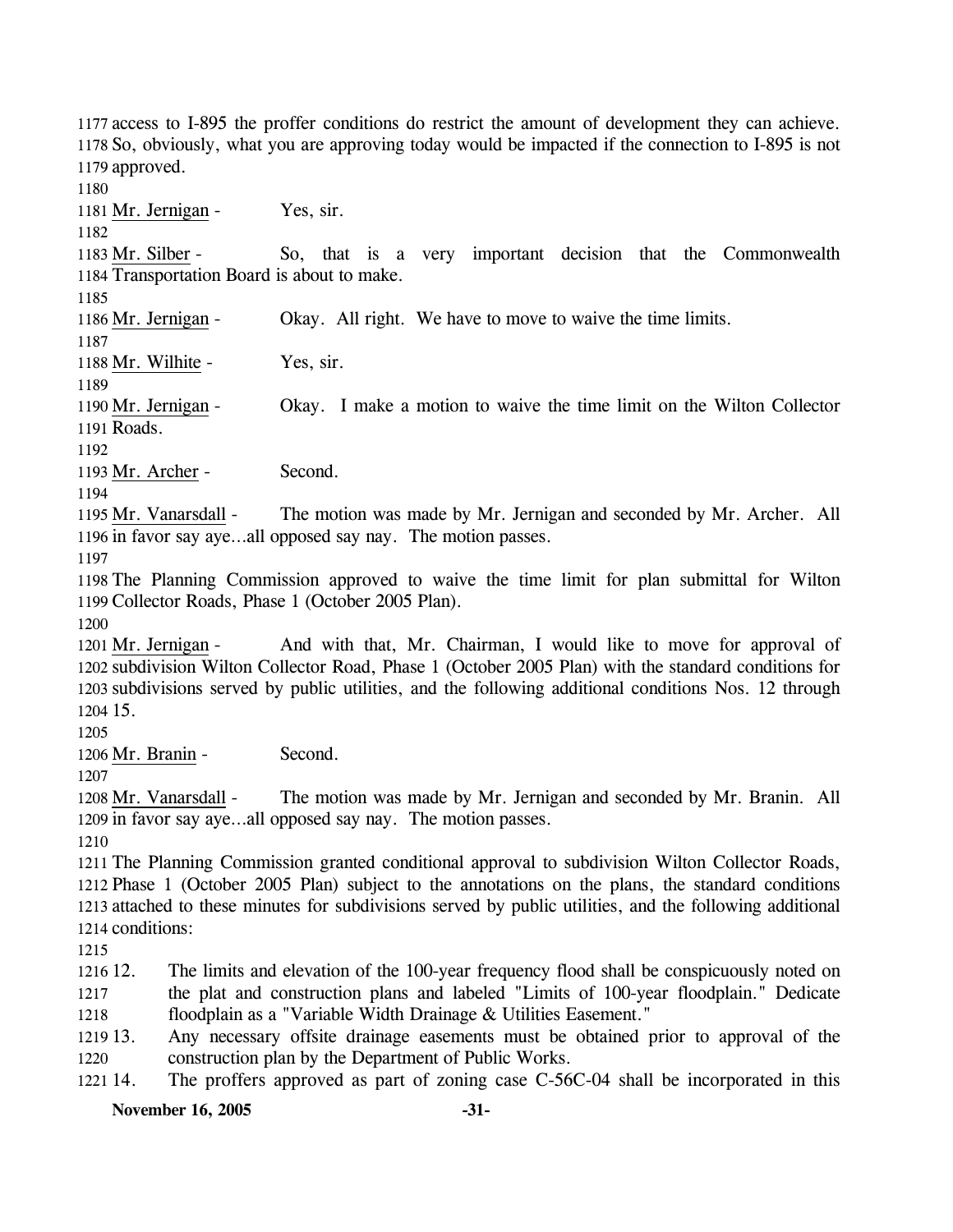access to I-895 the proffer conditions do restrict the amount of development they can achieve. So, obviously, what you are approving today would be impacted if the connection to I-895 is not approved.

Mr. Jernigan - Yes, sir.

Mr. Silber - So, that is a very important decision that the Commonwealth Transportation Board is about to make.

Mr. Jernigan - Okay. All right. We have to move to waive the time limits.

Mr. Wilhite - Yes, sir.

Mr. Jernigan - Okay. I make a motion to waive the time limit on the Wilton Collector Roads.

Mr. Archer - Second.

Mr. Vanarsdall - The motion was made by Mr. Jernigan and seconded by Mr. Archer. All in favor say aye…all opposed say nay. The motion passes.

The Planning Commission approved to waive the time limit for plan submittal for Wilton Collector Roads, Phase 1 (October 2005 Plan).

Mr. Jernigan - And with that, Mr. Chairman, I would like to move for approval of subdivision Wilton Collector Road, Phase 1 (October 2005 Plan) with the standard conditions for subdivisions served by public utilities, and the following additional conditions Nos. 12 through 15.

Mr. Branin - Second.

Mr. Vanarsdall - The motion was made by Mr. Jernigan and seconded by Mr. Branin. All in favor say aye…all opposed say nay. The motion passes.

The Planning Commission granted conditional approval to subdivision Wilton Collector Roads, Phase 1 (October 2005 Plan) subject to the annotations on the plans, the standard conditions attached to these minutes for subdivisions served by public utilities, and the following additional conditions:

12. The limits and elevation of the 100-year frequency flood shall be conspicuously noted on the plat and construction plans and labeled "Limits of 100-year floodplain." Dedicate floodplain as a "Variable Width Drainage & Utilities Easement."
13. Any necessary offsite drainage easements must be obtained prior to approval of the construction plan by the Department of Public Works.
14. The proffers approved as part of zoning case C-56C-04 shall be incorporated in this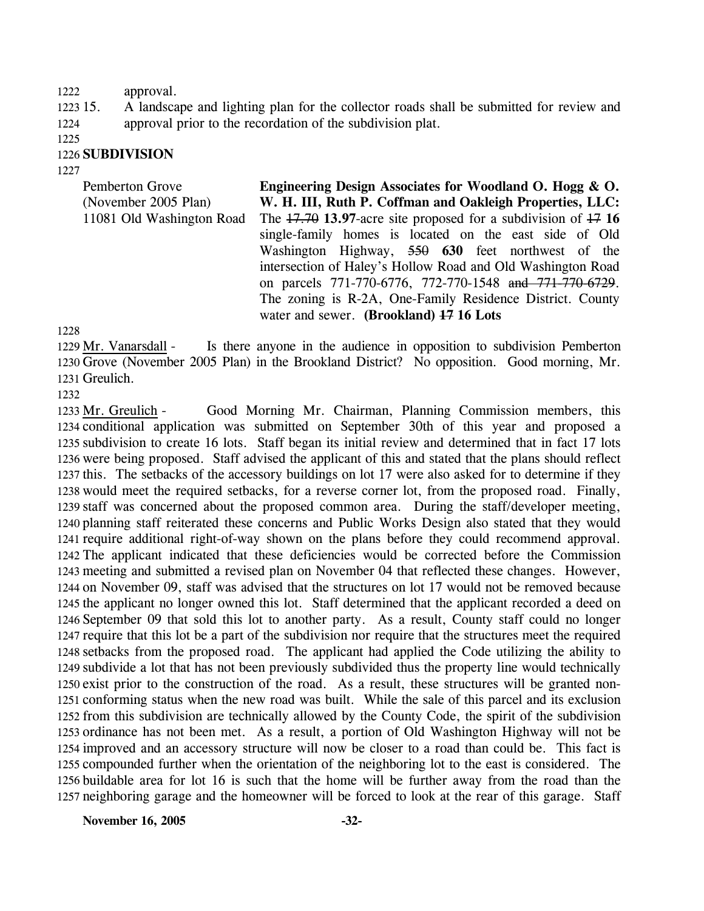1222 approval.

1223 15. A landscape and lighting plan for the collector roads shall be submitted for review and
1224 approval prior to the recordation of the subdivision plat.

1225

1226 **SUBDIVISION**

1227

| Pemberton Grove (November 2005 Plan) 11081 Old Washington Road | **Engineering Design Associates for Woodland O. Hogg & O. W. H. III, Ruth P. Coffman and Oakleigh Properties, LLC:** The ~~17.70~~ **13.97**-acre site proposed for a subdivision of ~~17~~ **16** single-family homes is located on the east side of Old Washington Highway, ~~550~~ **630** feet northwest of the intersection of Haley's Hollow Road and Old Washington Road on parcels 771-770-6776, 772-770-1548 ~~and 771-770-6729~~. The zoning is R-2A, One-Family Residence District. County water and sewer. **(Brookland) ~~17~~ 16 Lots** |
|---|---|

1228

1229 Mr. Vanarsdall - Is there anyone in the audience in opposition to subdivision Pemberton
1230 Grove (November 2005 Plan) in the Brookland District? No opposition. Good morning, Mr.
1231 Greulich.

1232

1233 Mr. Greulich - Good Morning Mr. Chairman, Planning Commission members, this
1234 conditional application was submitted on September 30th of this year and proposed a
1235 subdivision to create 16 lots. Staff began its initial review and determined that in fact 17 lots
1236 were being proposed. Staff advised the applicant of this and stated that the plans should reflect
1237 this. The setbacks of the accessory buildings on lot 17 were also asked for to determine if they
1238 would meet the required setbacks, for a reverse corner lot, from the proposed road. Finally,
1239 staff was concerned about the proposed common area. During the staff/developer meeting,
1240 planning staff reiterated these concerns and Public Works Design also stated that they would
1241 require additional right-of-way shown on the plans before they could recommend approval.
1242 The applicant indicated that these deficiencies would be corrected before the Commission
1243 meeting and submitted a revised plan on November 04 that reflected these changes. However,
1244 on November 09, staff was advised that the structures on lot 17 would not be removed because
1245 the applicant no longer owned this lot. Staff determined that the applicant recorded a deed on
1246 September 09 that sold this lot to another party. As a result, County staff could no longer
1247 require that this lot be a part of the subdivision nor require that the structures meet the required
1248 setbacks from the proposed road. The applicant had applied the Code utilizing the ability to
1249 subdivide a lot that has not been previously subdivided thus the property line would technically
1250 exist prior to the construction of the road. As a result, these structures will be granted non-
1251 conforming status when the new road was built. While the sale of this parcel and its exclusion
1252 from this subdivision are technically allowed by the County Code, the spirit of the subdivision
1253 ordinance has not been met. As a result, a portion of Old Washington Highway will not be
1254 improved and an accessory structure will now be closer to a road than could be. This fact is
1255 compounded further when the orientation of the neighboring lot to the east is considered. The
1256 buildable area for lot 16 is such that the home will be further away from the road than the
1257 neighboring garage and the homeowner will be forced to look at the rear of this garage. Staff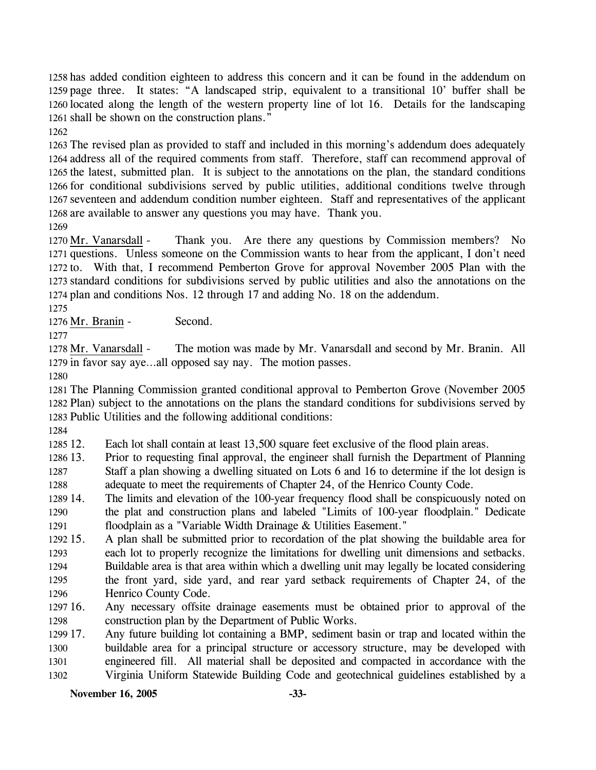has added condition eighteen to address this concern and it can be found in the addendum on page three. It states: "A landscaped strip, equivalent to a transitional 10' buffer shall be located along the length of the western property line of lot 16. Details for the landscaping shall be shown on the construction plans."

The revised plan as provided to staff and included in this morning's addendum does adequately address all of the required comments from staff. Therefore, staff can recommend approval of the latest, submitted plan. It is subject to the annotations on the plan, the standard conditions for conditional subdivisions served by public utilities, additional conditions twelve through seventeen and addendum condition number eighteen. Staff and representatives of the applicant are available to answer any questions you may have. Thank you.

Mr. Vanarsdall - Thank you. Are there any questions by Commission members? No questions. Unless someone on the Commission wants to hear from the applicant, I don't need to. With that, I recommend Pemberton Grove for approval November 2005 Plan with the standard conditions for subdivisions served by public utilities and also the annotations on the plan and conditions Nos. 12 through 17 and adding No. 18 on the addendum.

Mr. Branin - Second.

Mr. Vanarsdall - The motion was made by Mr. Vanarsdall and second by Mr. Branin. All in favor say aye…all opposed say nay. The motion passes.

The Planning Commission granted conditional approval to Pemberton Grove (November 2005 Plan) subject to the annotations on the plans the standard conditions for subdivisions served by Public Utilities and the following additional conditions:

12. Each lot shall contain at least 13,500 square feet exclusive of the flood plain areas.
13. Prior to requesting final approval, the engineer shall furnish the Department of Planning Staff a plan showing a dwelling situated on Lots 6 and 16 to determine if the lot design is adequate to meet the requirements of Chapter 24, of the Henrico County Code.
14. The limits and elevation of the 100-year frequency flood shall be conspicuously noted on the plat and construction plans and labeled "Limits of 100-year floodplain." Dedicate floodplain as a "Variable Width Drainage & Utilities Easement."
15. A plan shall be submitted prior to recordation of the plat showing the buildable area for each lot to properly recognize the limitations for dwelling unit dimensions and setbacks. Buildable area is that area within which a dwelling unit may legally be located considering the front yard, side yard, and rear yard setback requirements of Chapter 24, of the Henrico County Code.
16. Any necessary offsite drainage easements must be obtained prior to approval of the construction plan by the Department of Public Works.
17. Any future building lot containing a BMP, sediment basin or trap and located within the buildable area for a principal structure or accessory structure, may be developed with engineered fill. All material shall be deposited and compacted in accordance with the Virginia Uniform Statewide Building Code and geotechnical guidelines established by a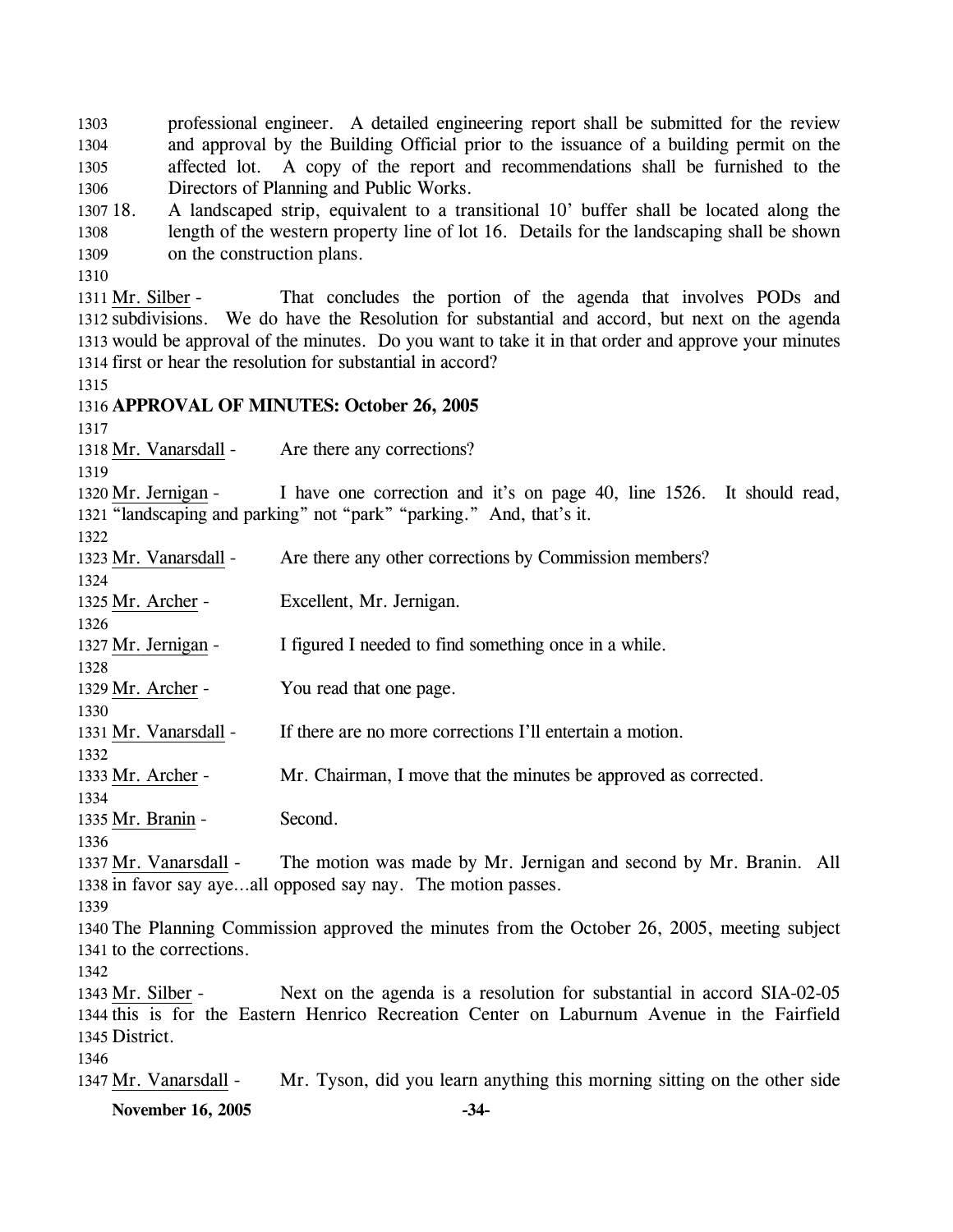1303 professional engineer. A detailed engineering report shall be submitted for the review
1304 and approval by the Building Official prior to the issuance of a building permit on the
1305 affected lot. A copy of the report and recommendations shall be furnished to the
1306 Directors of Planning and Public Works.

1307 18. A landscaped strip, equivalent to a transitional 10' buffer shall be located along the
1308 length of the western property line of lot 16. Details for the landscaping shall be shown
1309 on the construction plans.

1310

1311 Mr. Silber - That concludes the portion of the agenda that involves PODs and
1312 subdivisions. We do have the Resolution for substantial and accord, but next on the agenda
1313 would be approval of the minutes. Do you want to take it in that order and approve your minutes
1314 first or hear the resolution for substantial in accord?

1315

1316 **APPROVAL OF MINUTES: October 26, 2005**

1317

1318 Mr. Vanarsdall - Are there any corrections?

1319

1320 Mr. Jernigan - I have one correction and it's on page 40, line 1526. It should read,
1321 "landscaping and parking" not "park" "parking." And, that's it.

1322

1323 Mr. Vanarsdall - Are there any other corrections by Commission members?

1324

1325 Mr. Archer - Excellent, Mr. Jernigan.

1326

1327 Mr. Jernigan - I figured I needed to find something once in a while.

1328

1329 Mr. Archer - You read that one page.

1330

1331 Mr. Vanarsdall - If there are no more corrections I'll entertain a motion.

1332

1333 Mr. Archer - Mr. Chairman, I move that the minutes be approved as corrected.

1334

1335 Mr. Branin - Second.

1336

1337 Mr. Vanarsdall - The motion was made by Mr. Jernigan and second by Mr. Branin. All
1338 in favor say aye…all opposed say nay. The motion passes.

1339

1340 The Planning Commission approved the minutes from the October 26, 2005, meeting subject
1341 to the corrections.

1342

1343 Mr. Silber - Next on the agenda is a resolution for substantial in accord SIA-02-05
1344 this is for the Eastern Henrico Recreation Center on Laburnum Avenue in the Fairfield
1345 District.

1346

1347 Mr. Vanarsdall - Mr. Tyson, did you learn anything this morning sitting on the other side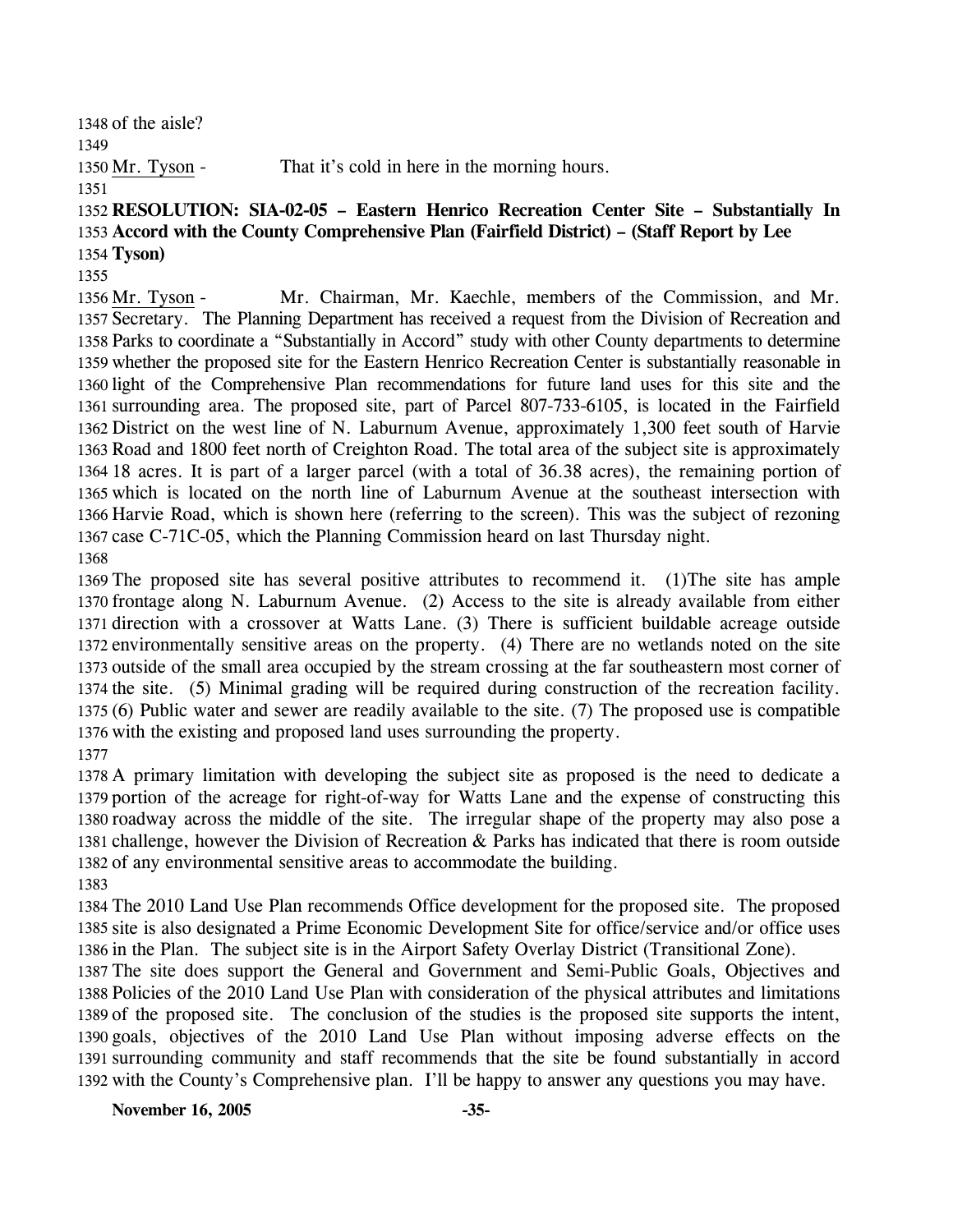of the aisle?

Mr. Tyson - That it's cold in here in the morning hours.

**RESOLUTION: SIA-02-05 – Eastern Henrico Recreation Center Site – Substantially In Accord with the County Comprehensive Plan (Fairfield District) – (Staff Report by Lee Tyson)**

Mr. Tyson - Mr. Chairman, Mr. Kaechle, members of the Commission, and Mr. Secretary. The Planning Department has received a request from the Division of Recreation and Parks to coordinate a "Substantially in Accord" study with other County departments to determine whether the proposed site for the Eastern Henrico Recreation Center is substantially reasonable in light of the Comprehensive Plan recommendations for future land uses for this site and the surrounding area. The proposed site, part of Parcel 807-733-6105, is located in the Fairfield District on the west line of N. Laburnum Avenue, approximately 1,300 feet south of Harvie Road and 1800 feet north of Creighton Road. The total area of the subject site is approximately 18 acres. It is part of a larger parcel (with a total of 36.38 acres), the remaining portion of which is located on the north line of Laburnum Avenue at the southeast intersection with Harvie Road, which is shown here (referring to the screen). This was the subject of rezoning case C-71C-05, which the Planning Commission heard on last Thursday night.

The proposed site has several positive attributes to recommend it. (1)The site has ample frontage along N. Laburnum Avenue. (2) Access to the site is already available from either direction with a crossover at Watts Lane. (3) There is sufficient buildable acreage outside environmentally sensitive areas on the property. (4) There are no wetlands noted on the site outside of the small area occupied by the stream crossing at the far southeastern most corner of the site. (5) Minimal grading will be required during construction of the recreation facility. (6) Public water and sewer are readily available to the site. (7) The proposed use is compatible with the existing and proposed land uses surrounding the property.

A primary limitation with developing the subject site as proposed is the need to dedicate a portion of the acreage for right-of-way for Watts Lane and the expense of constructing this roadway across the middle of the site. The irregular shape of the property may also pose a challenge, however the Division of Recreation & Parks has indicated that there is room outside of any environmental sensitive areas to accommodate the building.

The 2010 Land Use Plan recommends Office development for the proposed site. The proposed site is also designated a Prime Economic Development Site for office/service and/or office uses in the Plan. The subject site is in the Airport Safety Overlay District (Transitional Zone).
The site does support the General and Government and Semi-Public Goals, Objectives and Policies of the 2010 Land Use Plan with consideration of the physical attributes and limitations of the proposed site. The conclusion of the studies is the proposed site supports the intent, goals, objectives of the 2010 Land Use Plan without imposing adverse effects on the surrounding community and staff recommends that the site be found substantially in accord with the County's Comprehensive plan. I'll be happy to answer any questions you may have.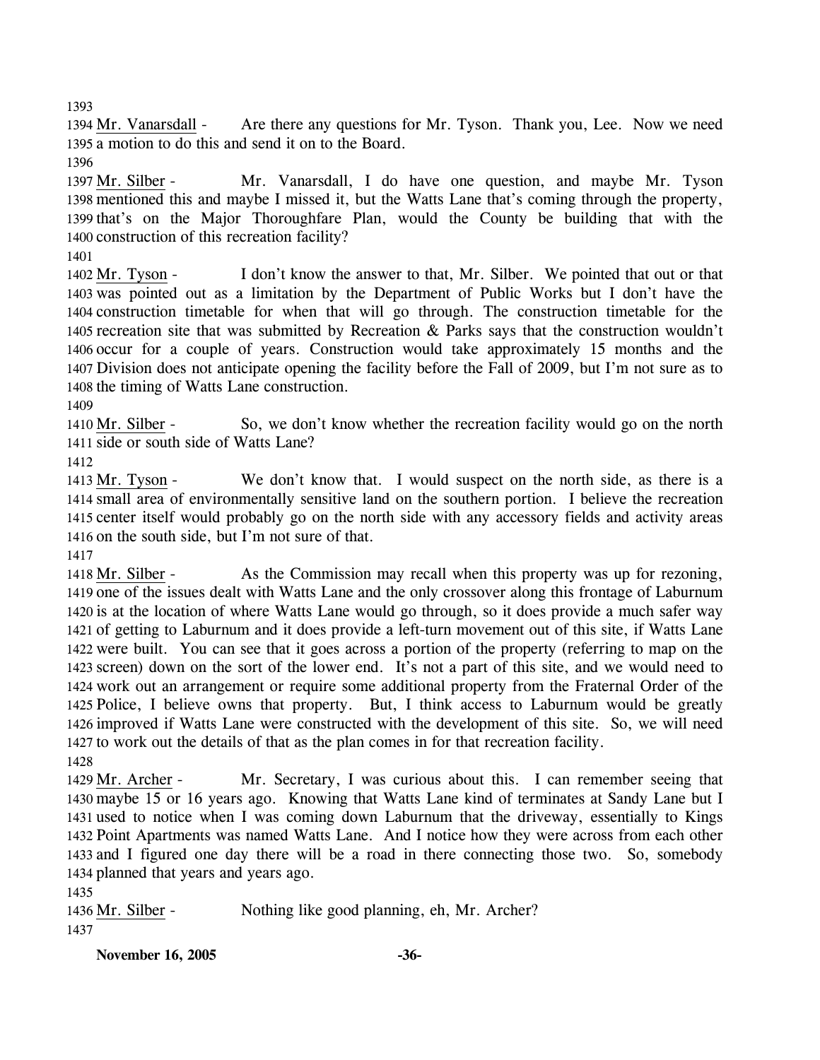Mr. Vanarsdall - Are there any questions for Mr. Tyson. Thank you, Lee. Now we need a motion to do this and send it on to the Board.

Mr. Silber - Mr. Vanarsdall, I do have one question, and maybe Mr. Tyson mentioned this and maybe I missed it, but the Watts Lane that's coming through the property, that's on the Major Thoroughfare Plan, would the County be building that with the construction of this recreation facility?

Mr. Tyson - I don't know the answer to that, Mr. Silber. We pointed that out or that was pointed out as a limitation by the Department of Public Works but I don't have the construction timetable for when that will go through. The construction timetable for the recreation site that was submitted by Recreation & Parks says that the construction wouldn't occur for a couple of years. Construction would take approximately 15 months and the Division does not anticipate opening the facility before the Fall of 2009, but I'm not sure as to the timing of Watts Lane construction.

Mr. Silber - So, we don't know whether the recreation facility would go on the north side or south side of Watts Lane?

Mr. Tyson - We don't know that. I would suspect on the north side, as there is a small area of environmentally sensitive land on the southern portion. I believe the recreation center itself would probably go on the north side with any accessory fields and activity areas on the south side, but I'm not sure of that.

Mr. Silber - As the Commission may recall when this property was up for rezoning, one of the issues dealt with Watts Lane and the only crossover along this frontage of Laburnum is at the location of where Watts Lane would go through, so it does provide a much safer way of getting to Laburnum and it does provide a left-turn movement out of this site, if Watts Lane were built. You can see that it goes across a portion of the property (referring to map on the screen) down on the sort of the lower end. It's not a part of this site, and we would need to work out an arrangement or require some additional property from the Fraternal Order of the Police, I believe owns that property. But, I think access to Laburnum would be greatly improved if Watts Lane were constructed with the development of this site. So, we will need to work out the details of that as the plan comes in for that recreation facility.

Mr. Archer - Mr. Secretary, I was curious about this. I can remember seeing that maybe 15 or 16 years ago. Knowing that Watts Lane kind of terminates at Sandy Lane but I used to notice when I was coming down Laburnum that the driveway, essentially to Kings Point Apartments was named Watts Lane. And I notice how they were across from each other and I figured one day there will be a road in there connecting those two. So, somebody planned that years and years ago.

Mr. Silber - Nothing like good planning, eh, Mr. Archer?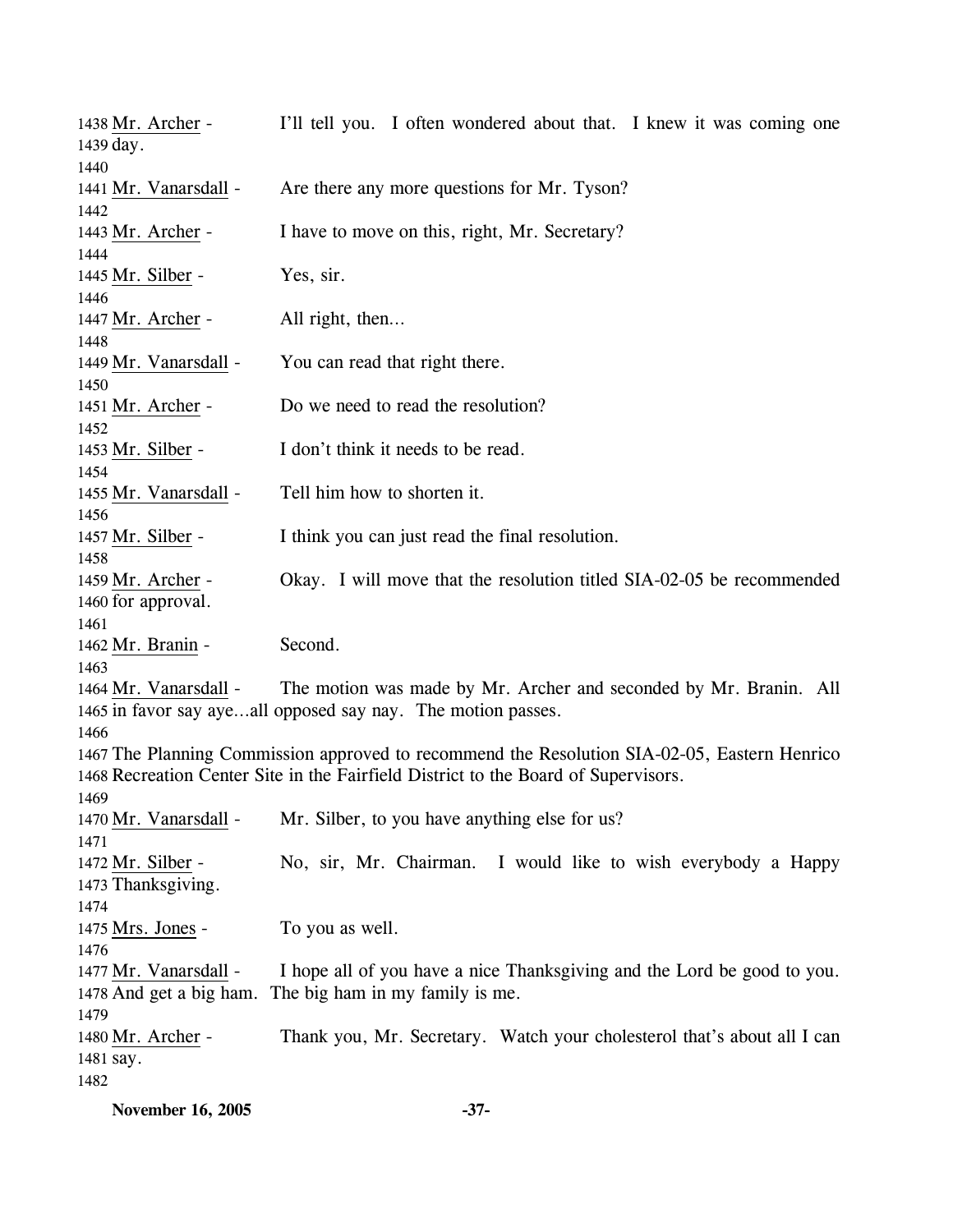1438 Mr. Archer - I'll tell you. I often wondered about that. I knew it was coming one
1439 day.
1440
1441 Mr. Vanarsdall - Are there any more questions for Mr. Tyson?
1442
1443 Mr. Archer - I have to move on this, right, Mr. Secretary?
1444
1445 Mr. Silber - Yes, sir.
1446
1447 Mr. Archer - All right, then...
1448
1449 Mr. Vanarsdall - You can read that right there.
1450
1451 Mr. Archer - Do we need to read the resolution?
1452
1453 Mr. Silber - I don't think it needs to be read.
1454
1455 Mr. Vanarsdall - Tell him how to shorten it.
1456
1457 Mr. Silber - I think you can just read the final resolution.
1458
1459 Mr. Archer - Okay. I will move that the resolution titled SIA-02-05 be recommended
1460 for approval.
1461
1462 Mr. Branin - Second.
1463
1464 Mr. Vanarsdall - The motion was made by Mr. Archer and seconded by Mr. Branin. All
1465 in favor say aye…all opposed say nay. The motion passes.
1466
1467 The Planning Commission approved to recommend the Resolution SIA-02-05, Eastern Henrico
1468 Recreation Center Site in the Fairfield District to the Board of Supervisors.
1469
1470 Mr. Vanarsdall - Mr. Silber, to you have anything else for us?
1471
1472 Mr. Silber - No, sir, Mr. Chairman. I would like to wish everybody a Happy
1473 Thanksgiving.
1474
1475 Mrs. Jones - To you as well.
1476
1477 Mr. Vanarsdall - I hope all of you have a nice Thanksgiving and the Lord be good to you.
1478 And get a big ham. The big ham in my family is me.
1479
1480 Mr. Archer - Thank you, Mr. Secretary. Watch your cholesterol that's about all I can
1481 say.
1482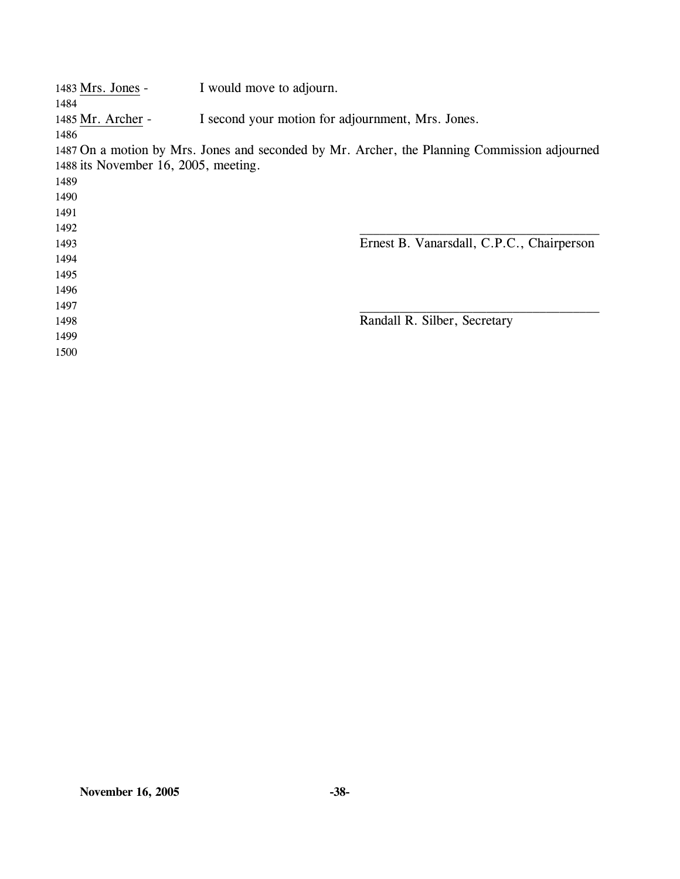Mrs. Jones - I would move to adjourn.

Mr. Archer - I second your motion for adjournment, Mrs. Jones.

On a motion by Mrs. Jones and seconded by Mr. Archer, the Planning Commission adjourned its November 16, 2005, meeting.

\_\_\_\_\_\_\_\_\_\_\_\_\_\_\_\_\_\_\_\_\_\_\_\_\_\_\_\_\_\_\_\_\_\_\_\_
Ernest B. Vanarsdall, C.P.C., Chairperson

\_\_\_\_\_\_\_\_\_\_\_\_\_\_\_\_\_\_\_\_\_\_\_\_\_\_\_\_\_\_\_\_\_\_\_\_
Randall R. Silber, Secretary